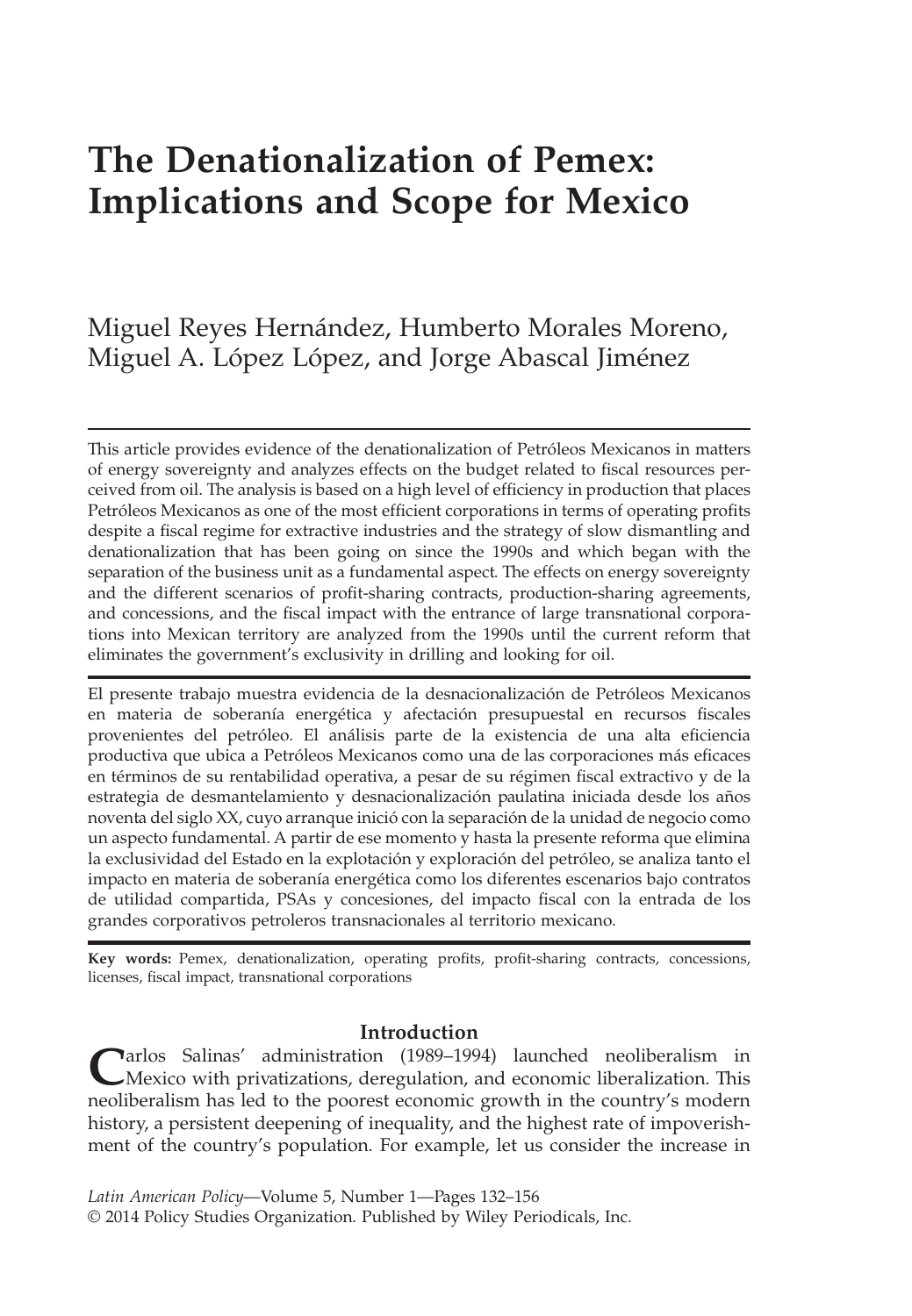# The Denationalization of Pemex: Implications and Scope for Mexico

Miguel Reyes Hernández, Humberto Morales Moreno, Miguel A. López López, and Jorge Abascal Jiménez

This article provides evidence of the denationalization of Petróleos Mexicanos in matters of energy sovereignty and analyzes effects on the budget related to fiscal resources perceived from oil. The analysis is based on a high level of efficiency in production that places Petróleos Mexicanos as one of the most efficient corporations in terms of operating profits despite a fiscal regime for extractive industries and the strategy of slow dismantling and denationalization that has been going on since the 1990s and which began with the separation of the business unit as a fundamental aspect. The effects on energy sovereignty and the different scenarios of profit-sharing contracts, production-sharing agreements, and concessions, and the fiscal impact with the entrance of large transnational corporations into Mexican territory are analyzed from the 1990s until the current reform that eliminates the government's exclusivity in drilling and looking for oil.

El presente trabajo muestra evidencia de la desnacionalización de Petróleos Mexicanos en materia de soberanía energética y afectación presupuestal en recursos fiscales provenientes del petróleo. El análisis parte de la existencia de una alta eficiencia productiva que ubica a Petróleos Mexicanos como una de las corporaciones más eficaces en términos de su rentabilidad operativa, a pesar de su régimen fiscal extractivo y de la estrategia de desmantelamiento y desnacionalización paulatina iniciada desde los años noventa del siglo XX, cuyo arranque inició con la separación de la unidad de negocio como un aspecto fundamental. A partir de ese momento y hasta la presente reforma que elimina la exclusividad del Estado en la explotación y exploración del petróleo, se analiza tanto el impacto en materia de soberanía energética como los diferentes escenarios bajo contratos de utilidad compartida, PSAs y concesiones, del impacto fiscal con la entrada de los grandes corporativos petroleros transnacionales al territorio mexicano.

**Key words:** Pemex, denationalization, operating profits, profit-sharing contracts, concessions, licenses, fiscal impact, transnational corporations

## Introduction

Carlos Salinas' administration (1989–1994) launched neoliberalism in Mexico with privatizations, deregulation, and economic liberalization. This neoliberalism has led to the poorest economic growth in the country's modern history, a persistent deepening of inequality, and the highest rate of impoverishment of the country's population. For example, let us consider the increase in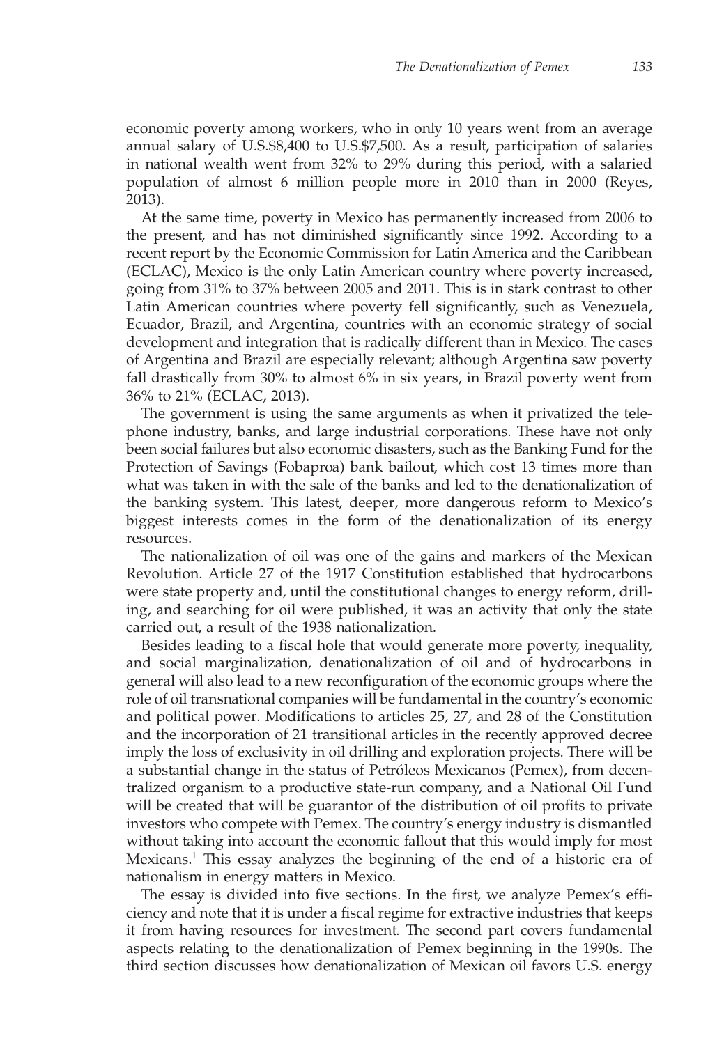economic poverty among workers, who in only 10 years went from an average annual salary of U.S.$8,400 to U.S.$7,500. As a result, participation of salaries in national wealth went from 32% to 29% during this period, with a salaried population of almost 6 million people more in 2010 than in 2000 (Reyes, 2013).

At the same time, poverty in Mexico has permanently increased from 2006 to the present, and has not diminished significantly since 1992. According to a recent report by the Economic Commission for Latin America and the Caribbean (ECLAC), Mexico is the only Latin American country where poverty increased, going from 31% to 37% between 2005 and 2011. This is in stark contrast to other Latin American countries where poverty fell significantly, such as Venezuela, Ecuador, Brazil, and Argentina, countries with an economic strategy of social development and integration that is radically different than in Mexico. The cases of Argentina and Brazil are especially relevant; although Argentina saw poverty fall drastically from 30% to almost 6% in six years, in Brazil poverty went from 36% to 21% (ECLAC, 2013).

The government is using the same arguments as when it privatized the telephone industry, banks, and large industrial corporations. These have not only been social failures but also economic disasters, such as the Banking Fund for the Protection of Savings (Fobaproa) bank bailout, which cost 13 times more than what was taken in with the sale of the banks and led to the denationalization of the banking system. This latest, deeper, more dangerous reform to Mexico's biggest interests comes in the form of the denationalization of its energy resources.

The nationalization of oil was one of the gains and markers of the Mexican Revolution. Article 27 of the 1917 Constitution established that hydrocarbons were state property and, until the constitutional changes to energy reform, drilling, and searching for oil were published, it was an activity that only the state carried out, a result of the 1938 nationalization.

Besides leading to a fiscal hole that would generate more poverty, inequality, and social marginalization, denationalization of oil and of hydrocarbons in general will also lead to a new reconfiguration of the economic groups where the role of oil transnational companies will be fundamental in the country's economic and political power. Modifications to articles 25, 27, and 28 of the Constitution and the incorporation of 21 transitional articles in the recently approved decree imply the loss of exclusivity in oil drilling and exploration projects. There will be a substantial change in the status of Petróleos Mexicanos (Pemex), from decentralized organism to a productive state-run company, and a National Oil Fund will be created that will be guarantor of the distribution of oil profits to private investors who compete with Pemex. The country's energy industry is dismantled without taking into account the economic fallout that this would imply for most Mexicans.[1] This essay analyzes the beginning of the end of a historic era of nationalism in energy matters in Mexico.

The essay is divided into five sections. In the first, we analyze Pemex's efficiency and note that it is under a fiscal regime for extractive industries that keeps it from having resources for investment. The second part covers fundamental aspects relating to the denationalization of Pemex beginning in the 1990s. The third section discusses how denationalization of Mexican oil favors U.S. energy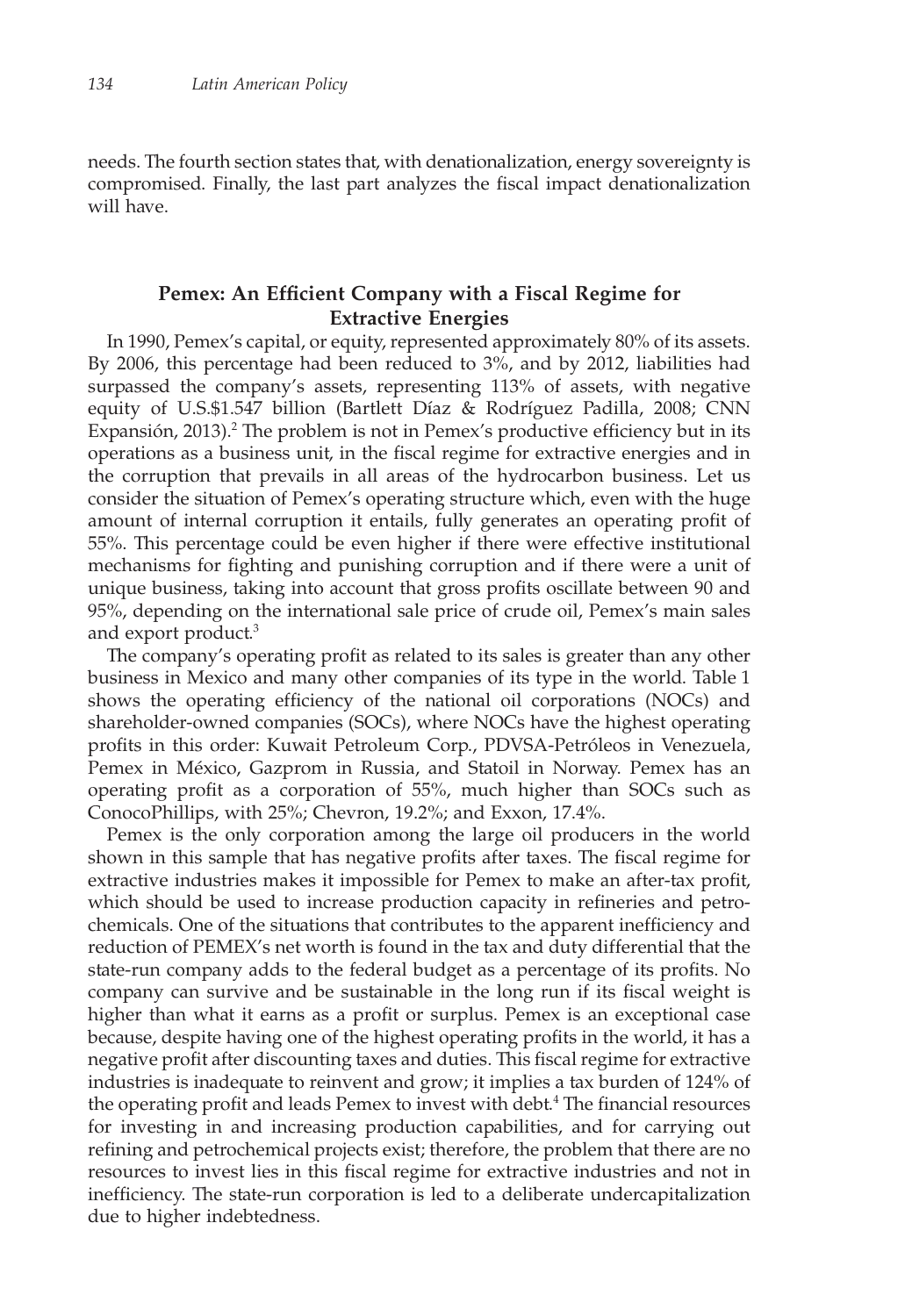needs. The fourth section states that, with denationalization, energy sovereignty is compromised. Finally, the last part analyzes the fiscal impact denationalization will have.

## Pemex: An Efficient Company with a Fiscal Regime for Extractive Energies

In 1990, Pemex's capital, or equity, represented approximately 80% of its assets. By 2006, this percentage had been reduced to 3%, and by 2012, liabilities had surpassed the company's assets, representing 113% of assets, with negative equity of U.S.$1.547 billion (Bartlett Díaz & Rodríguez Padilla, 2008; CNN Expansión, 2013).[2] The problem is not in Pemex's productive efficiency but in its operations as a business unit, in the fiscal regime for extractive energies and in the corruption that prevails in all areas of the hydrocarbon business. Let us consider the situation of Pemex's operating structure which, even with the huge amount of internal corruption it entails, fully generates an operating profit of 55%. This percentage could be even higher if there were effective institutional mechanisms for fighting and punishing corruption and if there were a unit of unique business, taking into account that gross profits oscillate between 90 and 95%, depending on the international sale price of crude oil, Pemex's main sales and export product.[3]

The company's operating profit as related to its sales is greater than any other business in Mexico and many other companies of its type in the world. Table 1 shows the operating efficiency of the national oil corporations (NOCs) and shareholder-owned companies (SOCs), where NOCs have the highest operating profits in this order: Kuwait Petroleum Corp., PDVSA-Petróleos in Venezuela, Pemex in México, Gazprom in Russia, and Statoil in Norway. Pemex has an operating profit as a corporation of 55%, much higher than SOCs such as ConocoPhillips, with 25%; Chevron, 19.2%; and Exxon, 17.4%.

Pemex is the only corporation among the large oil producers in the world shown in this sample that has negative profits after taxes. The fiscal regime for extractive industries makes it impossible for Pemex to make an after-tax profit, which should be used to increase production capacity in refineries and petrochemicals. One of the situations that contributes to the apparent inefficiency and reduction of PEMEX's net worth is found in the tax and duty differential that the state-run company adds to the federal budget as a percentage of its profits. No company can survive and be sustainable in the long run if its fiscal weight is higher than what it earns as a profit or surplus. Pemex is an exceptional case because, despite having one of the highest operating profits in the world, it has a negative profit after discounting taxes and duties. This fiscal regime for extractive industries is inadequate to reinvent and grow; it implies a tax burden of 124% of the operating profit and leads Pemex to invest with debt.[4] The financial resources for investing in and increasing production capabilities, and for carrying out refining and petrochemical projects exist; therefore, the problem that there are no resources to invest lies in this fiscal regime for extractive industries and not in inefficiency. The state-run corporation is led to a deliberate undercapitalization due to higher indebtedness.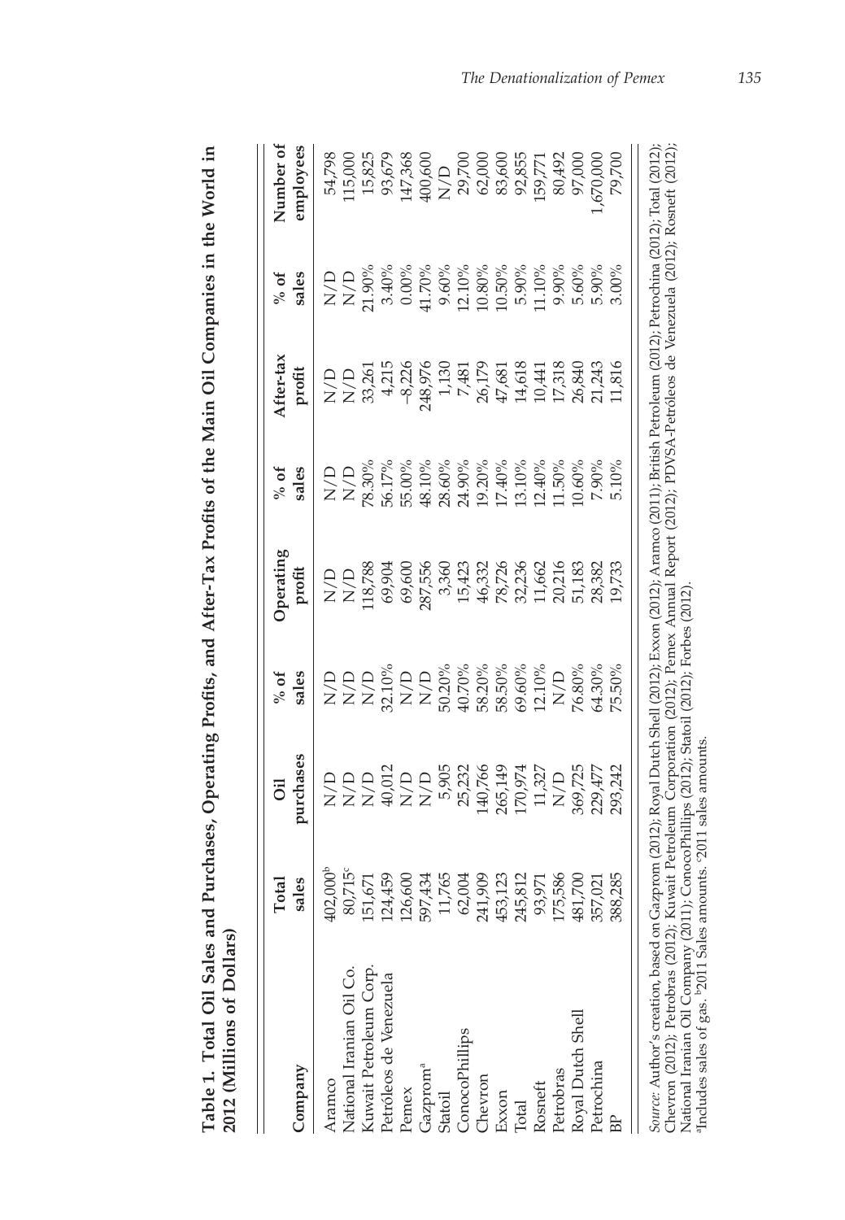**Table 1. Total Oil Sales and Purchases, Operating Profits, and After-Tax Profits of the Main Oil Companies in the World in 2012 (Millions of Dollars)**

| Company | Total sales | Oil purchases | % of sales | Operating profit | % of sales | After-tax profit | % of sales | Number of employees |
|---|---|---|---|---|---|---|---|---|
| Aramco | 402,000[b] | N/D | N/D | N/D | N/D | N/D | N/D | 54,798 |
| National Iranian Oil Co. | 80,715[c] | N/D | N/D | N/D | N/D | N/D | N/D | 115,000 |
| Kuwait Petroleum Corp. | 151,671 | N/D | N/D | 118,788 | 78.30% | 33,261 | 21.90% | 15,825 |
| Petróleos de Venezuela | 124,459 | 40,012 | 32.10% | 69,904 | 56.17% | 4,215 | 3.40% | 93,679 |
| Pemex | 126,600 | N/D | N/D | 69,600 | 55.00% | −8,226 | 0.00% | 147,368 |
| Gazprom[a] | 597,434 | N/D | N/D | 287,556 | 48.10% | 248,976 | 41.70% | 400,600 |
| Statoil | 11,765 | 5,905 | 50.20% | 3,360 | 28.60% | 1,130 | 9.60% | N/D |
| ConocoPhillips | 62,004 | 25,232 | 40.70% | 15,423 | 24.90% | 7,481 | 12.10% | 29,700 |
| Chevron | 241,909 | 140,766 | 58.20% | 46,332 | 19.20% | 26,179 | 10.80% | 62,000 |
| Exxon | 453,123 | 265,149 | 58.50% | 78,726 | 17.40% | 47,681 | 10.50% | 83,600 |
| Total | 245,812 | 170,974 | 69.60% | 32,236 | 13.10% | 14,618 | 5.90% | 92,855 |
| Rosneft | 93,971 | 11,327 | 12.10% | 11,662 | 12.40% | 10,441 | 11.10% | 159,771 |
| Petrobras | 175,586 | N/D | N/D | 20,216 | 11.50% | 17,318 | 9.90% | 80,492 |
| Royal Dutch Shell | 481,700 | 369,725 | 76.80% | 51,183 | 10.60% | 26,840 | 5.60% | 97,000 |
| Petrochina | 357,021 | 229,477 | 64.30% | 28,382 | 7.90% | 21,243 | 5.90% | 1,670,000 |
| BP | 388,285 | 293,242 | 75.50% | 19,733 | 5.10% | 11,816 | 3.00% | 79,700 |

*Source*: Author's creation, based on Gazprom (2012); Royal Dutch Shell (2012); Exxon (2012); Aramco (2011); British Petroleum (2012); Petrochina (2012); Total (2012); Chevron (2012); Petrobras (2012); Kuwait Petroleum Corporation (2012); Pemex Annual Report (2012); PDVSA-Petróleos de Venezuela (2012); Rosneft (2012); National Iranian Oil Company (2011); ConocoPhillips (2012); Statoil (2012); Forbes (2012).

[a]Includes sales of gas. [b]2011 Sales amounts. [c]2011 sales amounts.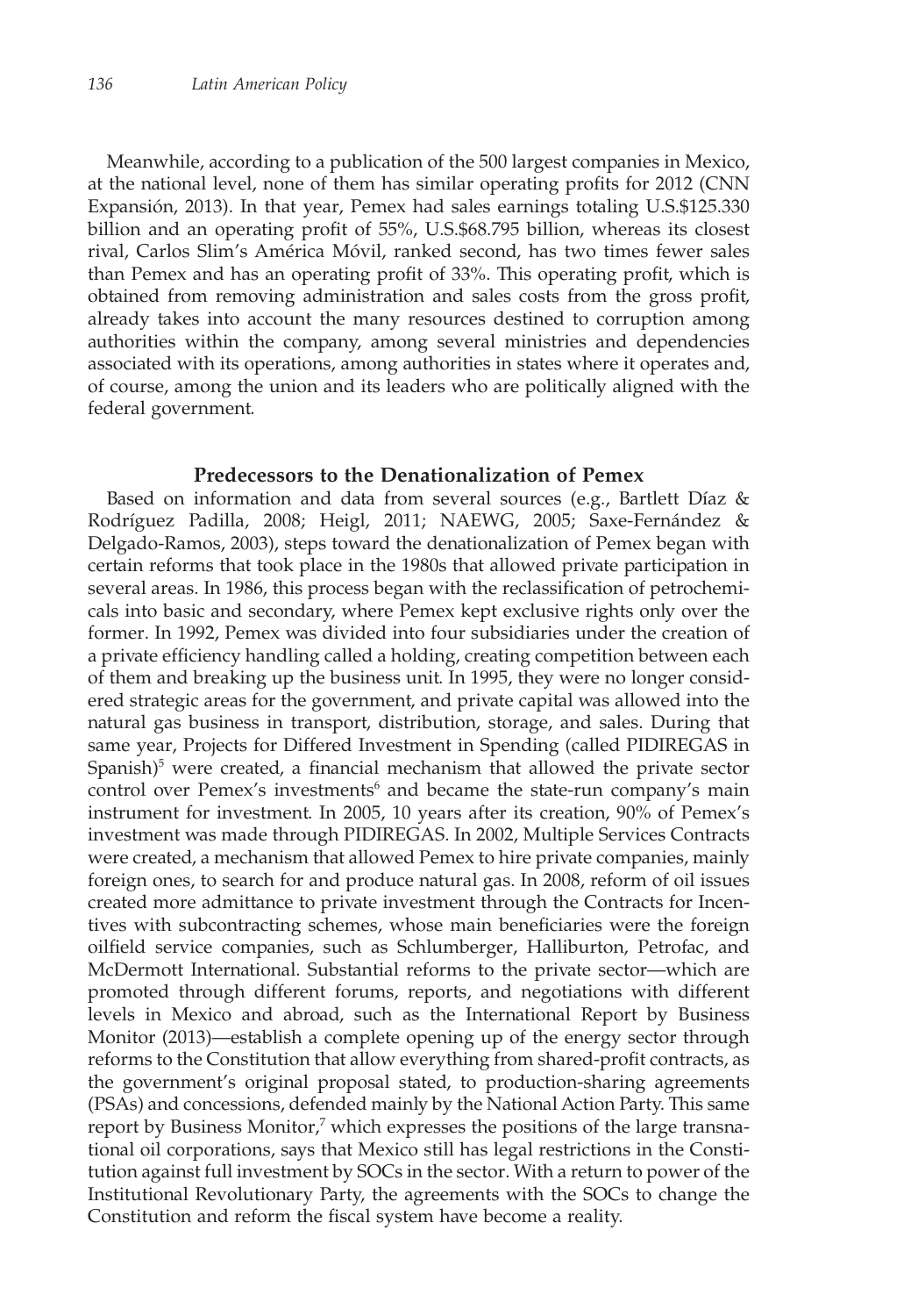Meanwhile, according to a publication of the 500 largest companies in Mexico, at the national level, none of them has similar operating profits for 2012 (CNN Expansión, 2013). In that year, Pemex had sales earnings totaling U.S.$125.330 billion and an operating profit of 55%, U.S.$68.795 billion, whereas its closest rival, Carlos Slim's América Móvil, ranked second, has two times fewer sales than Pemex and has an operating profit of 33%. This operating profit, which is obtained from removing administration and sales costs from the gross profit, already takes into account the many resources destined to corruption among authorities within the company, among several ministries and dependencies associated with its operations, among authorities in states where it operates and, of course, among the union and its leaders who are politically aligned with the federal government.

## Predecessors to the Denationalization of Pemex

Based on information and data from several sources (e.g., Bartlett Díaz & Rodríguez Padilla, 2008; Heigl, 2011; NAEWG, 2005; Saxe-Fernández & Delgado-Ramos, 2003), steps toward the denationalization of Pemex began with certain reforms that took place in the 1980s that allowed private participation in several areas. In 1986, this process began with the reclassification of petrochemicals into basic and secondary, where Pemex kept exclusive rights only over the former. In 1992, Pemex was divided into four subsidiaries under the creation of a private efficiency handling called a holding, creating competition between each of them and breaking up the business unit. In 1995, they were no longer considered strategic areas for the government, and private capital was allowed into the natural gas business in transport, distribution, storage, and sales. During that same year, Projects for Differed Investment in Spending (called PIDIREGAS in Spanish)[5] were created, a financial mechanism that allowed the private sector control over Pemex's investments[6] and became the state-run company's main instrument for investment. In 2005, 10 years after its creation, 90% of Pemex's investment was made through PIDIREGAS. In 2002, Multiple Services Contracts were created, a mechanism that allowed Pemex to hire private companies, mainly foreign ones, to search for and produce natural gas. In 2008, reform of oil issues created more admittance to private investment through the Contracts for Incentives with subcontracting schemes, whose main beneficiaries were the foreign oilfield service companies, such as Schlumberger, Halliburton, Petrofac, and McDermott International. Substantial reforms to the private sector—which are promoted through different forums, reports, and negotiations with different levels in Mexico and abroad, such as the International Report by Business Monitor (2013)—establish a complete opening up of the energy sector through reforms to the Constitution that allow everything from shared-profit contracts, as the government's original proposal stated, to production-sharing agreements (PSAs) and concessions, defended mainly by the National Action Party. This same report by Business Monitor,[7] which expresses the positions of the large transnational oil corporations, says that Mexico still has legal restrictions in the Constitution against full investment by SOCs in the sector. With a return to power of the Institutional Revolutionary Party, the agreements with the SOCs to change the Constitution and reform the fiscal system have become a reality.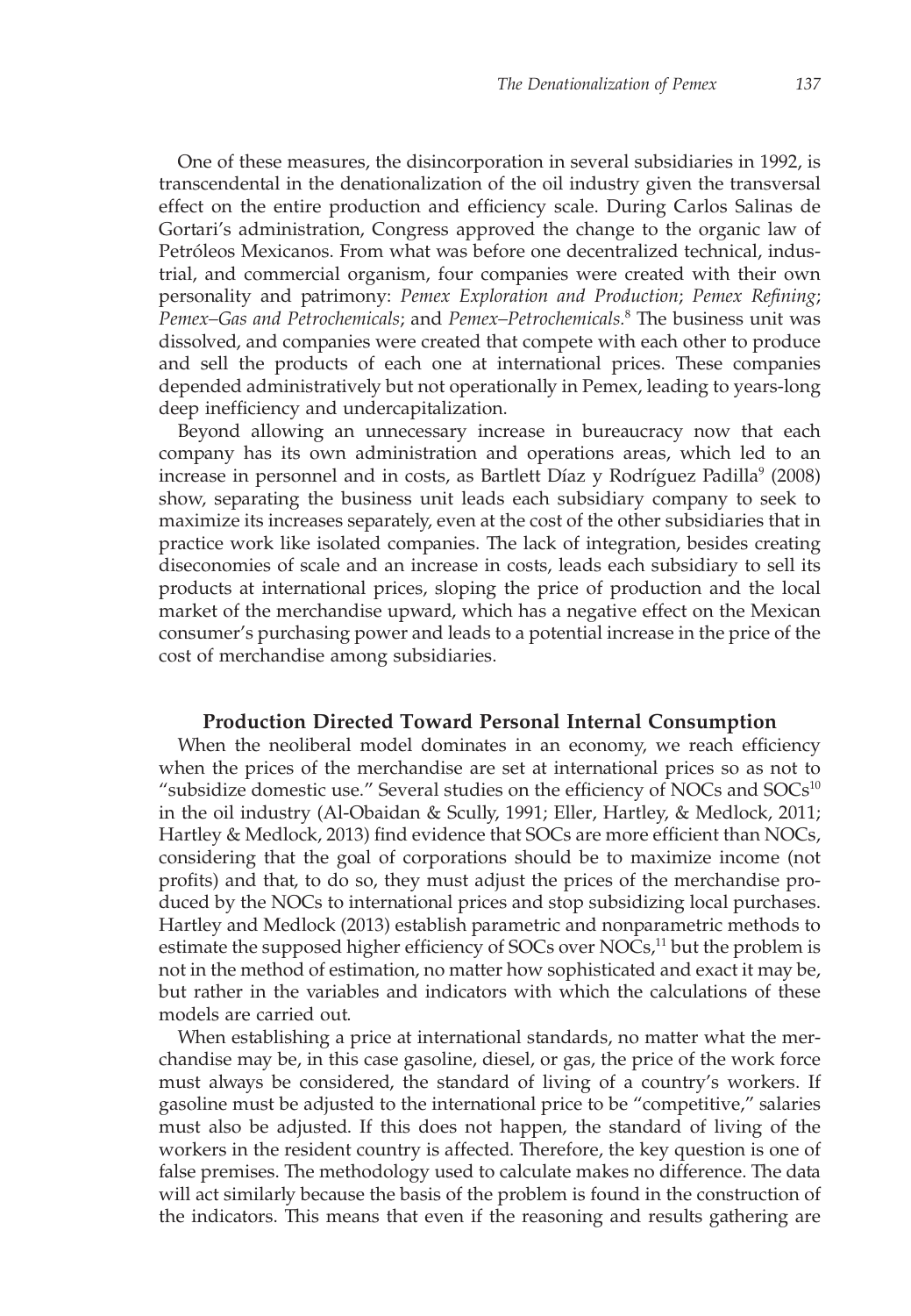One of these measures, the disincorporation in several subsidiaries in 1992, is transcendental in the denationalization of the oil industry given the transversal effect on the entire production and efficiency scale. During Carlos Salinas de Gortari's administration, Congress approved the change to the organic law of Petróleos Mexicanos. From what was before one decentralized technical, industrial, and commercial organism, four companies were created with their own personality and patrimony: *Pemex Exploration and Production*; *Pemex Refining*; *Pemex–Gas and Petrochemicals*; and *Pemex–Petrochemicals*.[8] The business unit was dissolved, and companies were created that compete with each other to produce and sell the products of each one at international prices. These companies depended administratively but not operationally in Pemex, leading to years-long deep inefficiency and undercapitalization.

Beyond allowing an unnecessary increase in bureaucracy now that each company has its own administration and operations areas, which led to an increase in personnel and in costs, as Bartlett Díaz y Rodríguez Padilla[9] (2008) show, separating the business unit leads each subsidiary company to seek to maximize its increases separately, even at the cost of the other subsidiaries that in practice work like isolated companies. The lack of integration, besides creating diseconomies of scale and an increase in costs, leads each subsidiary to sell its products at international prices, sloping the price of production and the local market of the merchandise upward, which has a negative effect on the Mexican consumer's purchasing power and leads to a potential increase in the price of the cost of merchandise among subsidiaries.

## Production Directed Toward Personal Internal Consumption

When the neoliberal model dominates in an economy, we reach efficiency when the prices of the merchandise are set at international prices so as not to "subsidize domestic use." Several studies on the efficiency of NOCs and SOCs[10] in the oil industry (Al-Obaidan & Scully, 1991; Eller, Hartley, & Medlock, 2011; Hartley & Medlock, 2013) find evidence that SOCs are more efficient than NOCs, considering that the goal of corporations should be to maximize income (not profits) and that, to do so, they must adjust the prices of the merchandise produced by the NOCs to international prices and stop subsidizing local purchases. Hartley and Medlock (2013) establish parametric and nonparametric methods to estimate the supposed higher efficiency of SOCs over NOCs,[11] but the problem is not in the method of estimation, no matter how sophisticated and exact it may be, but rather in the variables and indicators with which the calculations of these models are carried out.

When establishing a price at international standards, no matter what the merchandise may be, in this case gasoline, diesel, or gas, the price of the work force must always be considered, the standard of living of a country's workers. If gasoline must be adjusted to the international price to be "competitive," salaries must also be adjusted. If this does not happen, the standard of living of the workers in the resident country is affected. Therefore, the key question is one of false premises. The methodology used to calculate makes no difference. The data will act similarly because the basis of the problem is found in the construction of the indicators. This means that even if the reasoning and results gathering are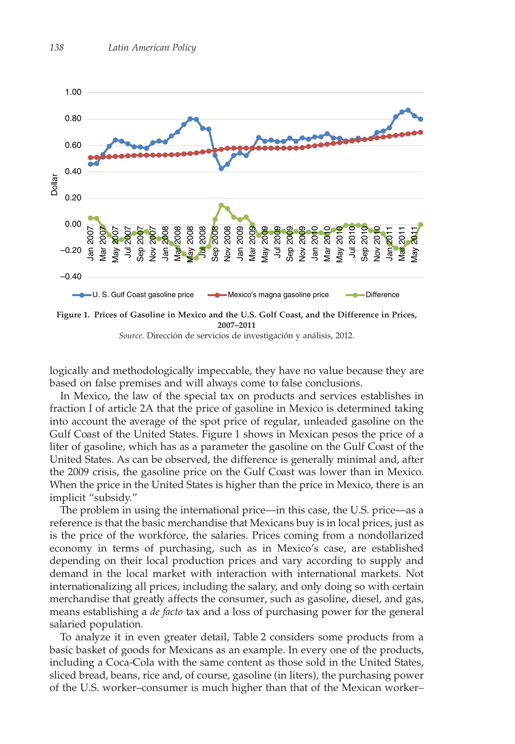**Figure 1. Prices of Gasoline in Mexico and the U.S. Golf Coast, and the Difference in Prices, 2007–2011**

*Source.* Dirección de servicios de investigación y análisis, 2012.

logically and methodologically impeccable, they have no value because they are based on false premises and will always come to false conclusions.

In Mexico, the law of the special tax on products and services establishes in fraction I of article 2A that the price of gasoline in Mexico is determined taking into account the average of the spot price of regular, unleaded gasoline on the Gulf Coast of the United States. Figure 1 shows in Mexican pesos the price of a liter of gasoline, which has as a parameter the gasoline on the Gulf Coast of the United States. As can be observed, the difference is generally minimal and, after the 2009 crisis, the gasoline price on the Gulf Coast was lower than in Mexico. When the price in the United States is higher than the price in Mexico, there is an implicit "subsidy."

The problem in using the international price—in this case, the U.S. price—as a reference is that the basic merchandise that Mexicans buy is in local prices, just as is the price of the workforce, the salaries. Prices coming from a nondollarized economy in terms of purchasing, such as in Mexico's case, are established depending on their local production prices and vary according to supply and demand in the local market with interaction with international markets. Not internationalizing all prices, including the salary, and only doing so with certain merchandise that greatly affects the consumer, such as gasoline, diesel, and gas, means establishing a *de facto* tax and a loss of purchasing power for the general salaried population.

To analyze it in even greater detail, Table 2 considers some products from a basic basket of goods for Mexicans as an example. In every one of the products, including a Coca-Cola with the same content as those sold in the United States, sliced bread, beans, rice and, of course, gasoline (in liters), the purchasing power of the U.S. worker–consumer is much higher than that of the Mexican worker–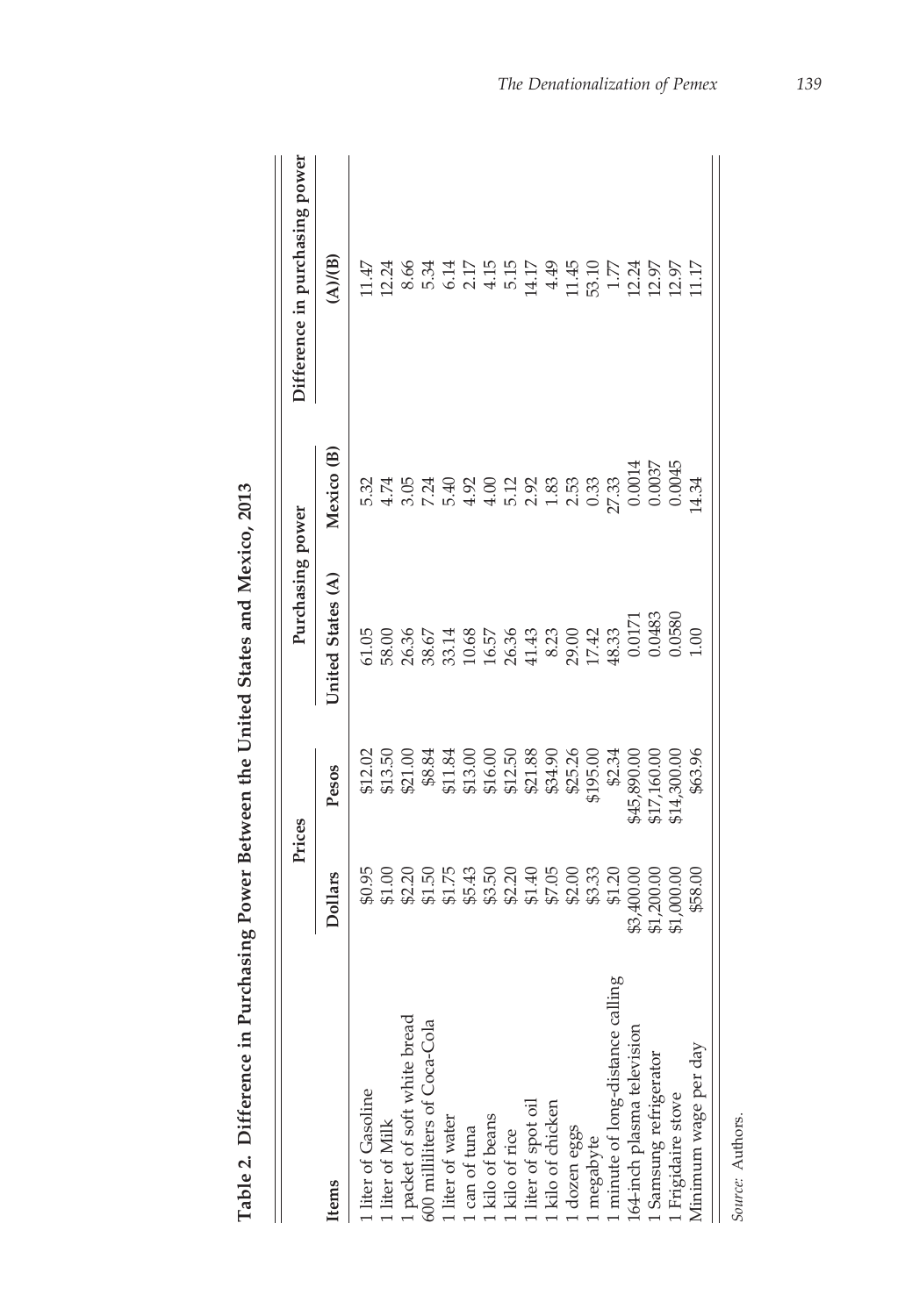**Table 2. Difference in Purchasing Power Between the United States and Mexico, 2013**

| Items | Prices | | Purchasing power | | Difference in purchasing power |
|---|---|---|---|---|---|
| | Dollars | Pesos | United States (A) | Mexico (B) | (A)/(B) |
| 1 liter of Gasoline | $0.95 | $12.02 | 61.05 | 5.32 | 11.47 |
| 1 liter of Milk | $1.00 | $13.50 | 58.00 | 4.74 | 12.24 |
| 1 packet of soft white bread | $2.20 | $21.00 | 26.36 | 3.05 | 8.66 |
| 600 milliliters of Coca-Cola | $1.50 | $8.84 | 38.67 | 7.24 | 5.34 |
| 1 liter of water | $1.75 | $11.84 | 33.14 | 5.40 | 6.14 |
| 1 can of tuna | $5.43 | $13.00 | 10.68 | 4.92 | 2.17 |
| 1 kilo of beans | $3.50 | $16.00 | 16.57 | 4.00 | 4.15 |
| 1 kilo of rice | $2.20 | $12.50 | 26.36 | 5.12 | 5.15 |
| 1 liter of spot oil | $1.40 | $21.88 | 41.43 | 2.92 | 14.17 |
| 1 kilo of chicken | $7.05 | $34.90 | 8.23 | 1.83 | 4.49 |
| 1 dozen eggs | $2.00 | $25.26 | 29.00 | 2.53 | 11.45 |
| 1 megabyte | $3.33 | $195.00 | 17.42 | 0.33 | 53.10 |
| 1 minute of long-distance calling | $1.20 | $2.34 | 48.33 | 27.33 | 1.77 |
| 164-inch plasma television | $3,400.00 | $45,890.00 | 0.0171 | 0.0014 | 12.24 |
| 1 Samsung refrigerator | $1,200.00 | $17,160.00 | 0.0483 | 0.0037 | 12.97 |
| 1 Frigidaire stove | $1,000.00 | $14,300.00 | 0.0580 | 0.0045 | 12.97 |
| Minimum wage per day | $58.00 | $63.96 | 1.00 | 14.34 | 11.17 |

*Source:* Authors.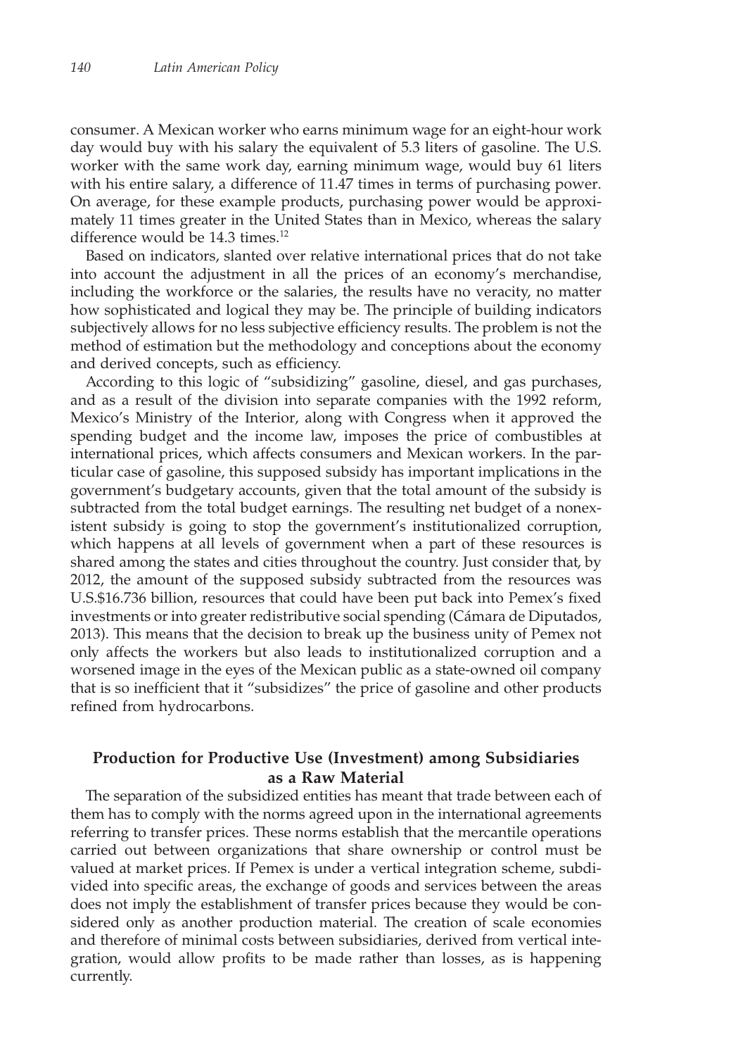consumer. A Mexican worker who earns minimum wage for an eight-hour work day would buy with his salary the equivalent of 5.3 liters of gasoline. The U.S. worker with the same work day, earning minimum wage, would buy 61 liters with his entire salary, a difference of 11.47 times in terms of purchasing power. On average, for these example products, purchasing power would be approximately 11 times greater in the United States than in Mexico, whereas the salary difference would be 14.3 times.[12]

Based on indicators, slanted over relative international prices that do not take into account the adjustment in all the prices of an economy's merchandise, including the workforce or the salaries, the results have no veracity, no matter how sophisticated and logical they may be. The principle of building indicators subjectively allows for no less subjective efficiency results. The problem is not the method of estimation but the methodology and conceptions about the economy and derived concepts, such as efficiency.

According to this logic of "subsidizing" gasoline, diesel, and gas purchases, and as a result of the division into separate companies with the 1992 reform, Mexico's Ministry of the Interior, along with Congress when it approved the spending budget and the income law, imposes the price of combustibles at international prices, which affects consumers and Mexican workers. In the particular case of gasoline, this supposed subsidy has important implications in the government's budgetary accounts, given that the total amount of the subsidy is subtracted from the total budget earnings. The resulting net budget of a nonexistent subsidy is going to stop the government's institutionalized corruption, which happens at all levels of government when a part of these resources is shared among the states and cities throughout the country. Just consider that, by 2012, the amount of the supposed subsidy subtracted from the resources was U.S.$16.736 billion, resources that could have been put back into Pemex's fixed investments or into greater redistributive social spending (Cámara de Diputados, 2013). This means that the decision to break up the business unity of Pemex not only affects the workers but also leads to institutionalized corruption and a worsened image in the eyes of the Mexican public as a state-owned oil company that is so inefficient that it "subsidizes" the price of gasoline and other products refined from hydrocarbons.

## Production for Productive Use (Investment) among Subsidiaries as a Raw Material

The separation of the subsidized entities has meant that trade between each of them has to comply with the norms agreed upon in the international agreements referring to transfer prices. These norms establish that the mercantile operations carried out between organizations that share ownership or control must be valued at market prices. If Pemex is under a vertical integration scheme, subdivided into specific areas, the exchange of goods and services between the areas does not imply the establishment of transfer prices because they would be considered only as another production material. The creation of scale economies and therefore of minimal costs between subsidiaries, derived from vertical integration, would allow profits to be made rather than losses, as is happening currently.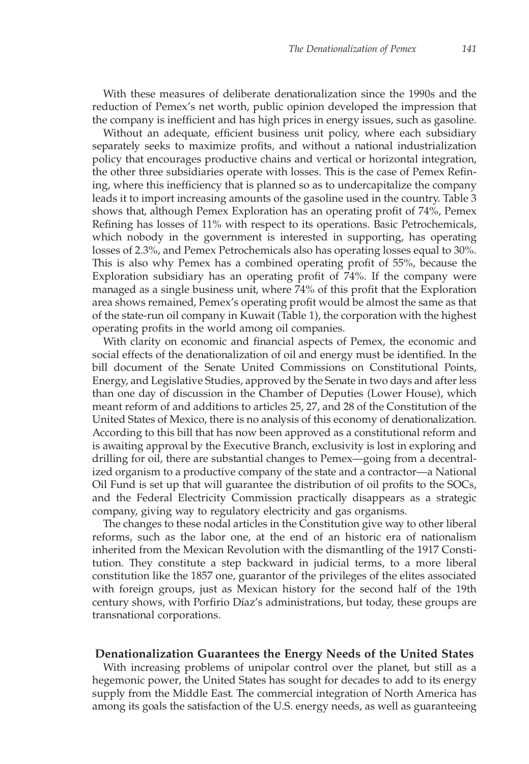With these measures of deliberate denationalization since the 1990s and the reduction of Pemex's net worth, public opinion developed the impression that the company is inefficient and has high prices in energy issues, such as gasoline.

Without an adequate, efficient business unit policy, where each subsidiary separately seeks to maximize profits, and without a national industrialization policy that encourages productive chains and vertical or horizontal integration, the other three subsidiaries operate with losses. This is the case of Pemex Refining, where this inefficiency that is planned so as to undercapitalize the company leads it to import increasing amounts of the gasoline used in the country. Table 3 shows that, although Pemex Exploration has an operating profit of 74%, Pemex Refining has losses of 11% with respect to its operations. Basic Petrochemicals, which nobody in the government is interested in supporting, has operating losses of 2.3%, and Pemex Petrochemicals also has operating losses equal to 30%. This is also why Pemex has a combined operating profit of 55%, because the Exploration subsidiary has an operating profit of 74%. If the company were managed as a single business unit, where 74% of this profit that the Exploration area shows remained, Pemex's operating profit would be almost the same as that of the state-run oil company in Kuwait (Table 1), the corporation with the highest operating profits in the world among oil companies.

With clarity on economic and financial aspects of Pemex, the economic and social effects of the denationalization of oil and energy must be identified. In the bill document of the Senate United Commissions on Constitutional Points, Energy, and Legislative Studies, approved by the Senate in two days and after less than one day of discussion in the Chamber of Deputies (Lower House), which meant reform of and additions to articles 25, 27, and 28 of the Constitution of the United States of Mexico, there is no analysis of this economy of denationalization. According to this bill that has now been approved as a constitutional reform and is awaiting approval by the Executive Branch, exclusivity is lost in exploring and drilling for oil, there are substantial changes to Pemex—going from a decentralized organism to a productive company of the state and a contractor—a National Oil Fund is set up that will guarantee the distribution of oil profits to the SOCs, and the Federal Electricity Commission practically disappears as a strategic company, giving way to regulatory electricity and gas organisms.

The changes to these nodal articles in the Constitution give way to other liberal reforms, such as the labor one, at the end of an historic era of nationalism inherited from the Mexican Revolution with the dismantling of the 1917 Constitution. They constitute a step backward in judicial terms, to a more liberal constitution like the 1857 one, guarantor of the privileges of the elites associated with foreign groups, just as Mexican history for the second half of the 19th century shows, with Porfirio Díaz's administrations, but today, these groups are transnational corporations.

## Denationalization Guarantees the Energy Needs of the United States

With increasing problems of unipolar control over the planet, but still as a hegemonic power, the United States has sought for decades to add to its energy supply from the Middle East. The commercial integration of North America has among its goals the satisfaction of the U.S. energy needs, as well as guaranteeing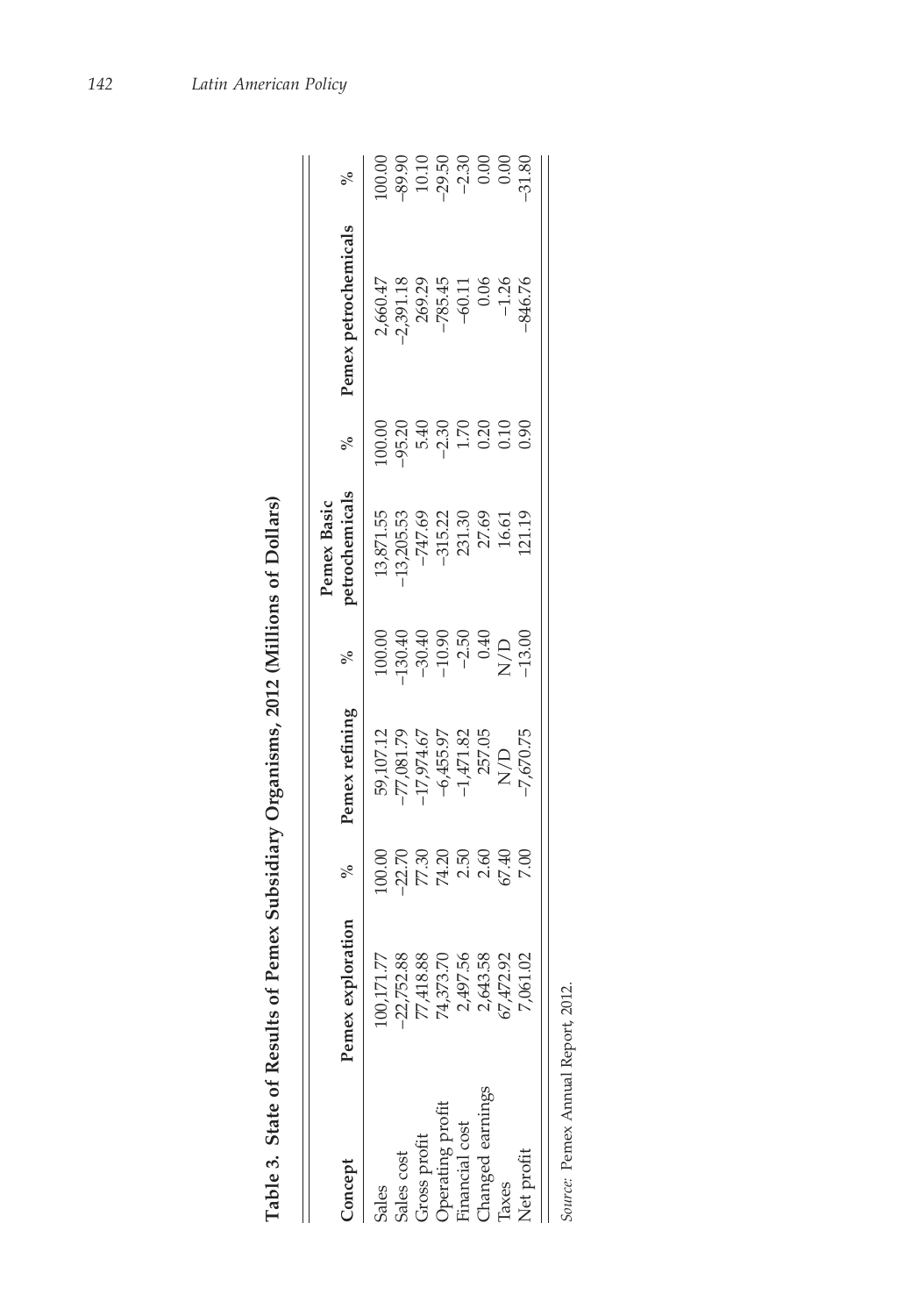**Table 3. State of Results of Pemex Subsidiary Organisms, 2012 (Millions of Dollars)**

| Concept | Pemex exploration | % | Pemex refining | % | Pemex Basic petrochemicals | % | Pemex petrochemicals | % |
|---|---|---|---|---|---|---|---|---|
| Sales | 100,171.77 | 100.00 | 59,107.12 | 100.00 | 13,871.55 | 100.00 | 2,660.47 | 100.00 |
| Sales cost | −22,752.88 | −22.70 | −77,081.79 | −130.40 | −13,205.53 | −95.20 | −2,391.18 | −89.90 |
| Gross profit | 77,418.88 | 77.30 | −17,974.67 | −30.40 | −747.69 | 5.40 | 269.29 | 10.10 |
| Operating profit | 74,373.70 | 74.20 | −6,455.97 | −10.90 | −315.22 | −2.30 | −785.45 | −29.50 |
| Financial cost | 2,497.56 | 2.50 | −1,471.82 | −2.50 | 231.30 | 1.70 | −60.11 | −2.30 |
| Changed earnings | 2,643.58 | 2.60 | 257.05 | 0.40 | 27.69 | 0.20 | 0.06 | 0.00 |
| Taxes | 67,472.92 | 67.40 | N/D | N/D | 16.61 | 0.10 | −1.26 | 0.00 |
| Net profit | 7,061.02 | 7.00 | −7,670.75 | −13.00 | 121.19 | 0.90 | −846.76 | −31.80 |

*Source*: Pemex Annual Report, 2012.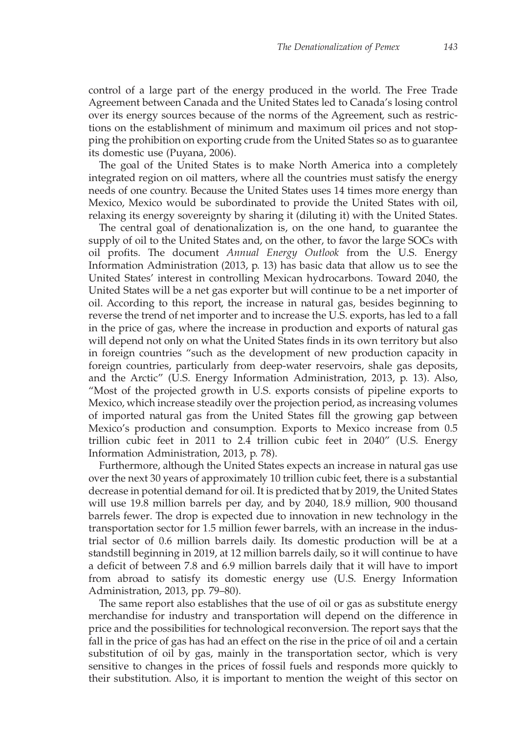control of a large part of the energy produced in the world. The Free Trade Agreement between Canada and the United States led to Canada's losing control over its energy sources because of the norms of the Agreement, such as restrictions on the establishment of minimum and maximum oil prices and not stopping the prohibition on exporting crude from the United States so as to guarantee its domestic use (Puyana, 2006).

The goal of the United States is to make North America into a completely integrated region on oil matters, where all the countries must satisfy the energy needs of one country. Because the United States uses 14 times more energy than Mexico, Mexico would be subordinated to provide the United States with oil, relaxing its energy sovereignty by sharing it (diluting it) with the United States.

The central goal of denationalization is, on the one hand, to guarantee the supply of oil to the United States and, on the other, to favor the large SOCs with oil profits. The document *Annual Energy Outlook* from the U.S. Energy Information Administration (2013, p. 13) has basic data that allow us to see the United States' interest in controlling Mexican hydrocarbons. Toward 2040, the United States will be a net gas exporter but will continue to be a net importer of oil. According to this report, the increase in natural gas, besides beginning to reverse the trend of net importer and to increase the U.S. exports, has led to a fall in the price of gas, where the increase in production and exports of natural gas will depend not only on what the United States finds in its own territory but also in foreign countries "such as the development of new production capacity in foreign countries, particularly from deep-water reservoirs, shale gas deposits, and the Arctic" (U.S. Energy Information Administration, 2013, p. 13). Also, "Most of the projected growth in U.S. exports consists of pipeline exports to Mexico, which increase steadily over the projection period, as increasing volumes of imported natural gas from the United States fill the growing gap between Mexico's production and consumption. Exports to Mexico increase from 0.5 trillion cubic feet in 2011 to 2.4 trillion cubic feet in 2040" (U.S. Energy Information Administration, 2013, p. 78).

Furthermore, although the United States expects an increase in natural gas use over the next 30 years of approximately 10 trillion cubic feet, there is a substantial decrease in potential demand for oil. It is predicted that by 2019, the United States will use 19.8 million barrels per day, and by 2040, 18.9 million, 900 thousand barrels fewer. The drop is expected due to innovation in new technology in the transportation sector for 1.5 million fewer barrels, with an increase in the industrial sector of 0.6 million barrels daily. Its domestic production will be at a standstill beginning in 2019, at 12 million barrels daily, so it will continue to have a deficit of between 7.8 and 6.9 million barrels daily that it will have to import from abroad to satisfy its domestic energy use (U.S. Energy Information Administration, 2013, pp. 79–80).

The same report also establishes that the use of oil or gas as substitute energy merchandise for industry and transportation will depend on the difference in price and the possibilities for technological reconversion. The report says that the fall in the price of gas has had an effect on the rise in the price of oil and a certain substitution of oil by gas, mainly in the transportation sector, which is very sensitive to changes in the prices of fossil fuels and responds more quickly to their substitution. Also, it is important to mention the weight of this sector on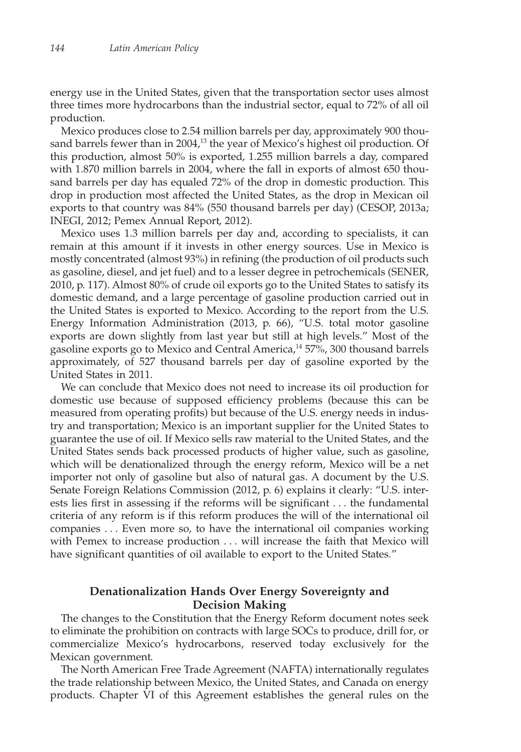energy use in the United States, given that the transportation sector uses almost three times more hydrocarbons than the industrial sector, equal to 72% of all oil production.

Mexico produces close to 2.54 million barrels per day, approximately 900 thousand barrels fewer than in 2004,[13] the year of Mexico's highest oil production. Of this production, almost 50% is exported, 1.255 million barrels a day, compared with 1.870 million barrels in 2004, where the fall in exports of almost 650 thousand barrels per day has equaled 72% of the drop in domestic production. This drop in production most affected the United States, as the drop in Mexican oil exports to that country was 84% (550 thousand barrels per day) (CESOP, 2013a; INEGI, 2012; Pemex Annual Report, 2012).

Mexico uses 1.3 million barrels per day and, according to specialists, it can remain at this amount if it invests in other energy sources. Use in Mexico is mostly concentrated (almost 93%) in refining (the production of oil products such as gasoline, diesel, and jet fuel) and to a lesser degree in petrochemicals (SENER, 2010, p. 117). Almost 80% of crude oil exports go to the United States to satisfy its domestic demand, and a large percentage of gasoline production carried out in the United States is exported to Mexico. According to the report from the U.S. Energy Information Administration (2013, p. 66), "U.S. total motor gasoline exports are down slightly from last year but still at high levels." Most of the gasoline exports go to Mexico and Central America,[14] 57%, 300 thousand barrels approximately, of 527 thousand barrels per day of gasoline exported by the United States in 2011.

We can conclude that Mexico does not need to increase its oil production for domestic use because of supposed efficiency problems (because this can be measured from operating profits) but because of the U.S. energy needs in industry and transportation; Mexico is an important supplier for the United States to guarantee the use of oil. If Mexico sells raw material to the United States, and the United States sends back processed products of higher value, such as gasoline, which will be denationalized through the energy reform, Mexico will be a net importer not only of gasoline but also of natural gas. A document by the U.S. Senate Foreign Relations Commission (2012, p. 6) explains it clearly: "U.S. interests lies first in assessing if the reforms will be significant . . . the fundamental criteria of any reform is if this reform produces the will of the international oil companies . . . Even more so, to have the international oil companies working with Pemex to increase production . . . will increase the faith that Mexico will have significant quantities of oil available to export to the United States."

## Denationalization Hands Over Energy Sovereignty and Decision Making

The changes to the Constitution that the Energy Reform document notes seek to eliminate the prohibition on contracts with large SOCs to produce, drill for, or commercialize Mexico's hydrocarbons, reserved today exclusively for the Mexican government.

The North American Free Trade Agreement (NAFTA) internationally regulates the trade relationship between Mexico, the United States, and Canada on energy products. Chapter VI of this Agreement establishes the general rules on the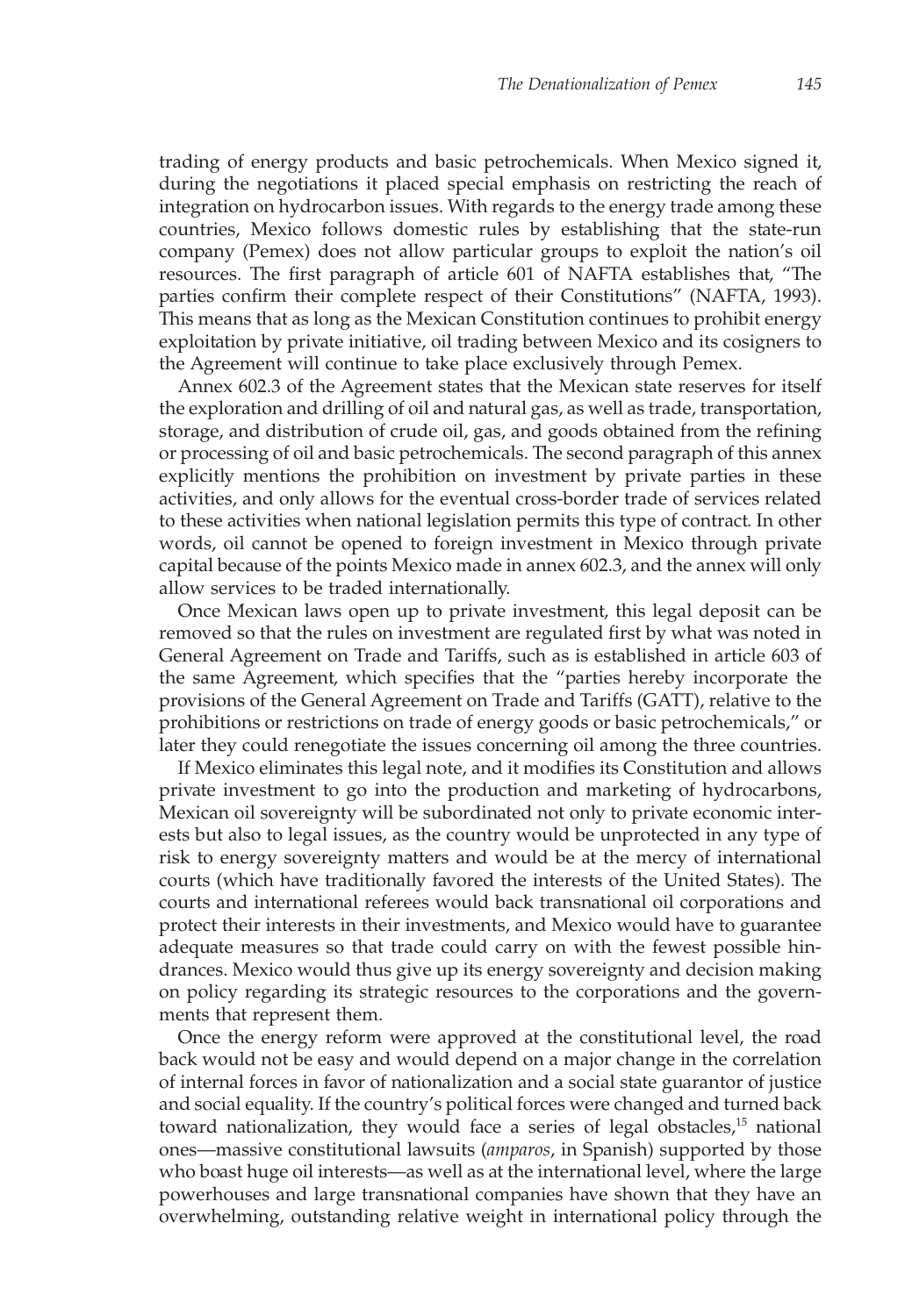trading of energy products and basic petrochemicals. When Mexico signed it, during the negotiations it placed special emphasis on restricting the reach of integration on hydrocarbon issues. With regards to the energy trade among these countries, Mexico follows domestic rules by establishing that the state-run company (Pemex) does not allow particular groups to exploit the nation's oil resources. The first paragraph of article 601 of NAFTA establishes that, "The parties confirm their complete respect of their Constitutions" (NAFTA, 1993). This means that as long as the Mexican Constitution continues to prohibit energy exploitation by private initiative, oil trading between Mexico and its cosigners to the Agreement will continue to take place exclusively through Pemex.

Annex 602.3 of the Agreement states that the Mexican state reserves for itself the exploration and drilling of oil and natural gas, as well as trade, transportation, storage, and distribution of crude oil, gas, and goods obtained from the refining or processing of oil and basic petrochemicals. The second paragraph of this annex explicitly mentions the prohibition on investment by private parties in these activities, and only allows for the eventual cross-border trade of services related to these activities when national legislation permits this type of contract. In other words, oil cannot be opened to foreign investment in Mexico through private capital because of the points Mexico made in annex 602.3, and the annex will only allow services to be traded internationally.

Once Mexican laws open up to private investment, this legal deposit can be removed so that the rules on investment are regulated first by what was noted in General Agreement on Trade and Tariffs, such as is established in article 603 of the same Agreement, which specifies that the "parties hereby incorporate the provisions of the General Agreement on Trade and Tariffs (GATT), relative to the prohibitions or restrictions on trade of energy goods or basic petrochemicals," or later they could renegotiate the issues concerning oil among the three countries.

If Mexico eliminates this legal note, and it modifies its Constitution and allows private investment to go into the production and marketing of hydrocarbons, Mexican oil sovereignty will be subordinated not only to private economic interests but also to legal issues, as the country would be unprotected in any type of risk to energy sovereignty matters and would be at the mercy of international courts (which have traditionally favored the interests of the United States). The courts and international referees would back transnational oil corporations and protect their interests in their investments, and Mexico would have to guarantee adequate measures so that trade could carry on with the fewest possible hindrances. Mexico would thus give up its energy sovereignty and decision making on policy regarding its strategic resources to the corporations and the governments that represent them.

Once the energy reform were approved at the constitutional level, the road back would not be easy and would depend on a major change in the correlation of internal forces in favor of nationalization and a social state guarantor of justice and social equality. If the country's political forces were changed and turned back toward nationalization, they would face a series of legal obstacles,[15] national ones—massive constitutional lawsuits (*amparos*, in Spanish) supported by those who boast huge oil interests—as well as at the international level, where the large powerhouses and large transnational companies have shown that they have an overwhelming, outstanding relative weight in international policy through the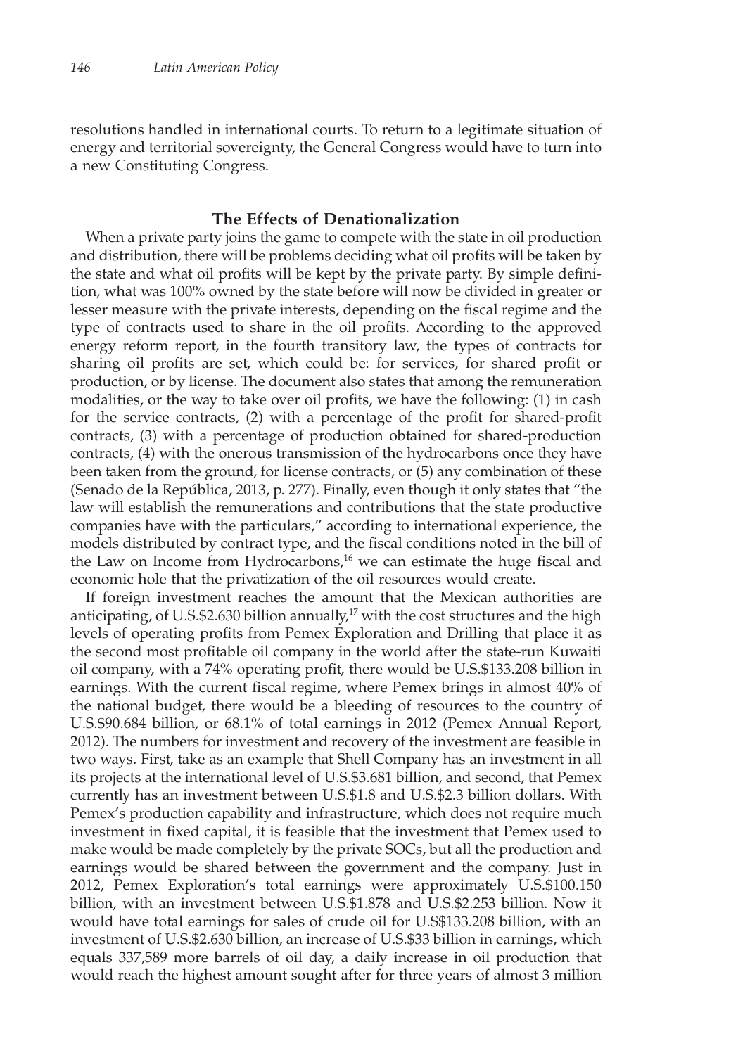resolutions handled in international courts. To return to a legitimate situation of energy and territorial sovereignty, the General Congress would have to turn into a new Constituting Congress.

## The Effects of Denationalization

When a private party joins the game to compete with the state in oil production and distribution, there will be problems deciding what oil profits will be taken by the state and what oil profits will be kept by the private party. By simple definition, what was 100% owned by the state before will now be divided in greater or lesser measure with the private interests, depending on the fiscal regime and the type of contracts used to share in the oil profits. According to the approved energy reform report, in the fourth transitory law, the types of contracts for sharing oil profits are set, which could be: for services, for shared profit or production, or by license. The document also states that among the remuneration modalities, or the way to take over oil profits, we have the following: (1) in cash for the service contracts, (2) with a percentage of the profit for shared-profit contracts, (3) with a percentage of production obtained for shared-production contracts, (4) with the onerous transmission of the hydrocarbons once they have been taken from the ground, for license contracts, or (5) any combination of these (Senado de la República, 2013, p. 277). Finally, even though it only states that "the law will establish the remunerations and contributions that the state productive companies have with the particulars," according to international experience, the models distributed by contract type, and the fiscal conditions noted in the bill of the Law on Income from Hydrocarbons,[16] we can estimate the huge fiscal and economic hole that the privatization of the oil resources would create.

If foreign investment reaches the amount that the Mexican authorities are anticipating, of U.S.$2.630 billion annually,[17] with the cost structures and the high levels of operating profits from Pemex Exploration and Drilling that place it as the second most profitable oil company in the world after the state-run Kuwaiti oil company, with a 74% operating profit, there would be U.S.$133.208 billion in earnings. With the current fiscal regime, where Pemex brings in almost 40% of the national budget, there would be a bleeding of resources to the country of U.S.$90.684 billion, or 68.1% of total earnings in 2012 (Pemex Annual Report, 2012). The numbers for investment and recovery of the investment are feasible in two ways. First, take as an example that Shell Company has an investment in all its projects at the international level of U.S.$3.681 billion, and second, that Pemex currently has an investment between U.S.$1.8 and U.S.$2.3 billion dollars. With Pemex's production capability and infrastructure, which does not require much investment in fixed capital, it is feasible that the investment that Pemex used to make would be made completely by the private SOCs, but all the production and earnings would be shared between the government and the company. Just in 2012, Pemex Exploration's total earnings were approximately U.S.$100.150 billion, with an investment between U.S.$1.878 and U.S.$2.253 billion. Now it would have total earnings for sales of crude oil for U.S$133.208 billion, with an investment of U.S.$2.630 billion, an increase of U.S.$33 billion in earnings, which equals 337,589 more barrels of oil day, a daily increase in oil production that would reach the highest amount sought after for three years of almost 3 million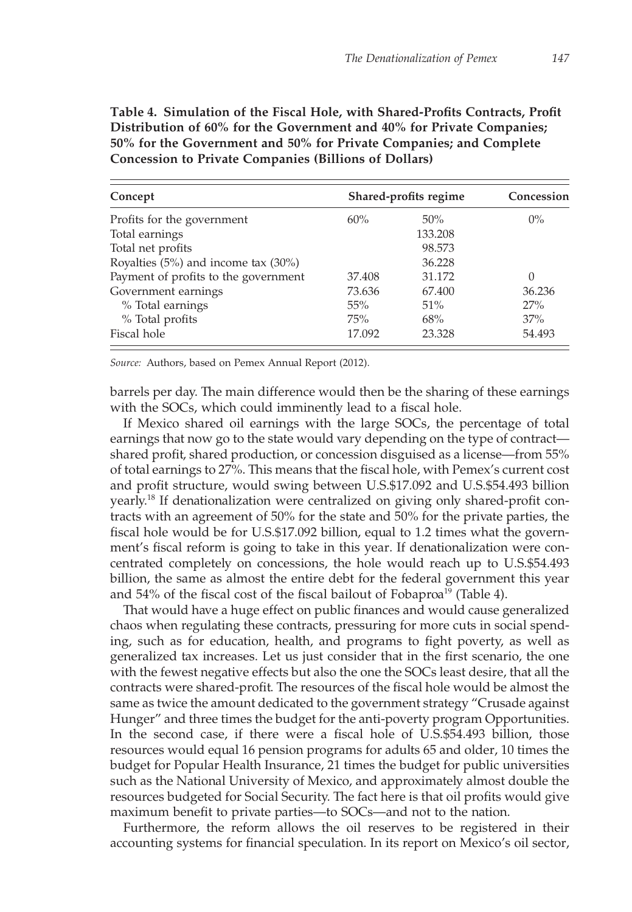**Table 4. Simulation of the Fiscal Hole, with Shared-Profits Contracts, Profit Distribution of 60% for the Government and 40% for Private Companies; 50% for the Government and 50% for Private Companies; and Complete Concession to Private Companies (Billions of Dollars)**

| Concept | Shared-profits regime | | Concession |
|---|---|---|---|
| Profits for the government | 60% | 50% | 0% |
| Total earnings | | 133.208 | |
| Total net profits | | 98.573 | |
| Royalties (5%) and income tax (30%) | | 36.228 | |
| Payment of profits to the government | 37.408 | 31.172 | 0 |
| Government earnings | 73.636 | 67.400 | 36.236 |
| % Total earnings | 55% | 51% | 27% |
| % Total profits | 75% | 68% | 37% |
| Fiscal hole | 17.092 | 23.328 | 54.493 |

*Source:* Authors, based on Pemex Annual Report (2012).

barrels per day. The main difference would then be the sharing of these earnings with the SOCs, which could imminently lead to a fiscal hole.

If Mexico shared oil earnings with the large SOCs, the percentage of total earnings that now go to the state would vary depending on the type of contract—shared profit, shared production, or concession disguised as a license—from 55% of total earnings to 27%. This means that the fiscal hole, with Pemex's current cost and profit structure, would swing between U.S.$17.092 and U.S.$54.493 billion yearly.[18] If denationalization were centralized on giving only shared-profit contracts with an agreement of 50% for the state and 50% for the private parties, the fiscal hole would be for U.S.$17.092 billion, equal to 1.2 times what the government's fiscal reform is going to take in this year. If denationalization were concentrated completely on concessions, the hole would reach up to U.S.$54.493 billion, the same as almost the entire debt for the federal government this year and 54% of the fiscal cost of the fiscal bailout of Fobaproa[19] (Table 4).

That would have a huge effect on public finances and would cause generalized chaos when regulating these contracts, pressuring for more cuts in social spending, such as for education, health, and programs to fight poverty, as well as generalized tax increases. Let us just consider that in the first scenario, the one with the fewest negative effects but also the one the SOCs least desire, that all the contracts were shared-profit. The resources of the fiscal hole would be almost the same as twice the amount dedicated to the government strategy "Crusade against Hunger" and three times the budget for the anti-poverty program Opportunities. In the second case, if there were a fiscal hole of U.S.$54.493 billion, those resources would equal 16 pension programs for adults 65 and older, 10 times the budget for Popular Health Insurance, 21 times the budget for public universities such as the National University of Mexico, and approximately almost double the resources budgeted for Social Security. The fact here is that oil profits would give maximum benefit to private parties—to SOCs—and not to the nation.

Furthermore, the reform allows the oil reserves to be registered in their accounting systems for financial speculation. In its report on Mexico's oil sector,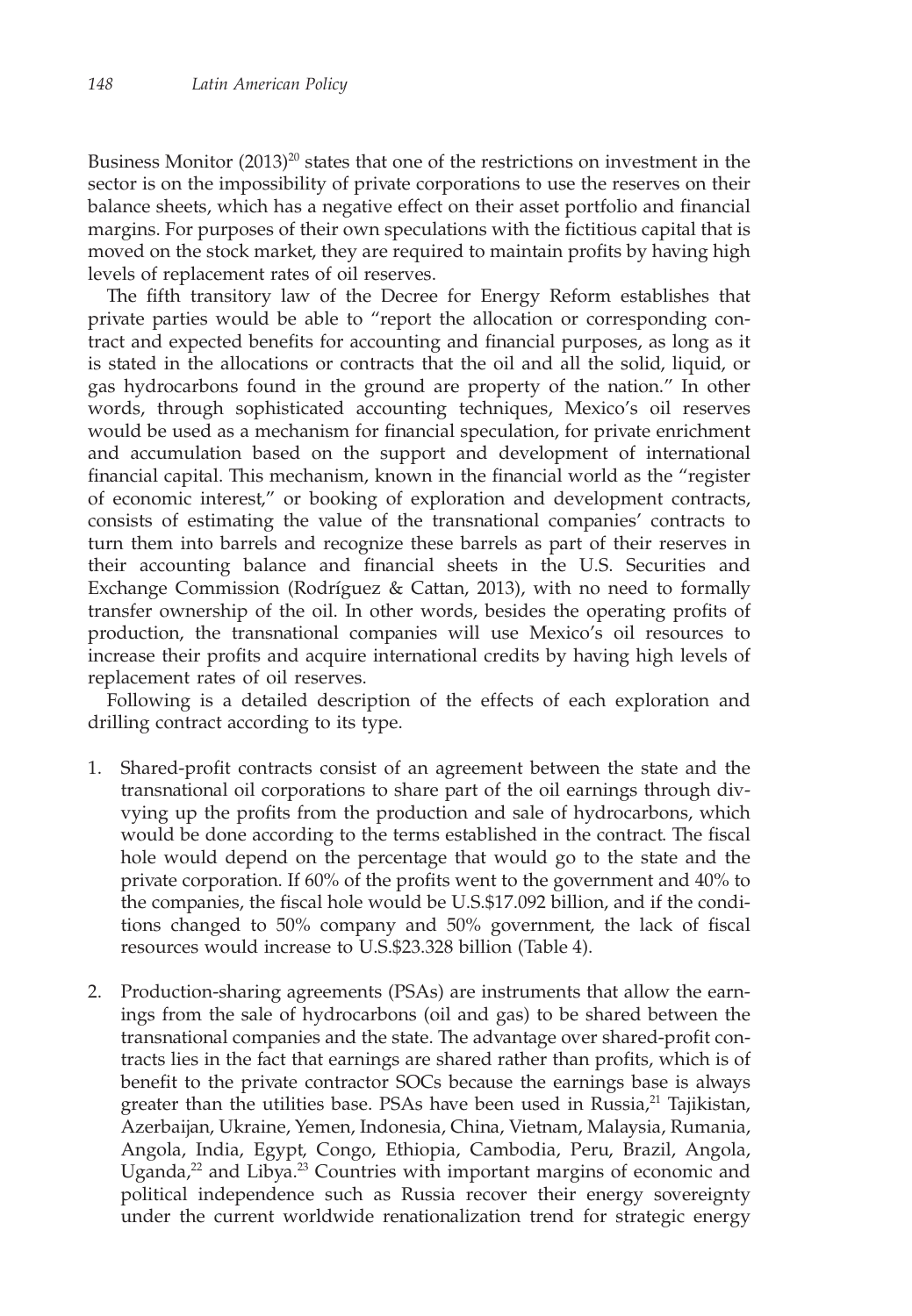Business Monitor (2013)[20] states that one of the restrictions on investment in the sector is on the impossibility of private corporations to use the reserves on their balance sheets, which has a negative effect on their asset portfolio and financial margins. For purposes of their own speculations with the fictitious capital that is moved on the stock market, they are required to maintain profits by having high levels of replacement rates of oil reserves.

The fifth transitory law of the Decree for Energy Reform establishes that private parties would be able to "report the allocation or corresponding contract and expected benefits for accounting and financial purposes, as long as it is stated in the allocations or contracts that the oil and all the solid, liquid, or gas hydrocarbons found in the ground are property of the nation." In other words, through sophisticated accounting techniques, Mexico's oil reserves would be used as a mechanism for financial speculation, for private enrichment and accumulation based on the support and development of international financial capital. This mechanism, known in the financial world as the "register of economic interest," or booking of exploration and development contracts, consists of estimating the value of the transnational companies' contracts to turn them into barrels and recognize these barrels as part of their reserves in their accounting balance and financial sheets in the U.S. Securities and Exchange Commission (Rodríguez & Cattan, 2013), with no need to formally transfer ownership of the oil. In other words, besides the operating profits of production, the transnational companies will use Mexico's oil resources to increase their profits and acquire international credits by having high levels of replacement rates of oil reserves.

Following is a detailed description of the effects of each exploration and drilling contract according to its type.

1. Shared-profit contracts consist of an agreement between the state and the transnational oil corporations to share part of the oil earnings through divvying up the profits from the production and sale of hydrocarbons, which would be done according to the terms established in the contract. The fiscal hole would depend on the percentage that would go to the state and the private corporation. If 60% of the profits went to the government and 40% to the companies, the fiscal hole would be U.S.$17.092 billion, and if the conditions changed to 50% company and 50% government, the lack of fiscal resources would increase to U.S.$23.328 billion (Table 4).

2. Production-sharing agreements (PSAs) are instruments that allow the earnings from the sale of hydrocarbons (oil and gas) to be shared between the transnational companies and the state. The advantage over shared-profit contracts lies in the fact that earnings are shared rather than profits, which is of benefit to the private contractor SOCs because the earnings base is always greater than the utilities base. PSAs have been used in Russia,[21] Tajikistan, Azerbaijan, Ukraine, Yemen, Indonesia, China, Vietnam, Malaysia, Rumania, Angola, India, Egypt, Congo, Ethiopia, Cambodia, Peru, Brazil, Angola, Uganda,[22] and Libya.[23] Countries with important margins of economic and political independence such as Russia recover their energy sovereignty under the current worldwide renationalization trend for strategic energy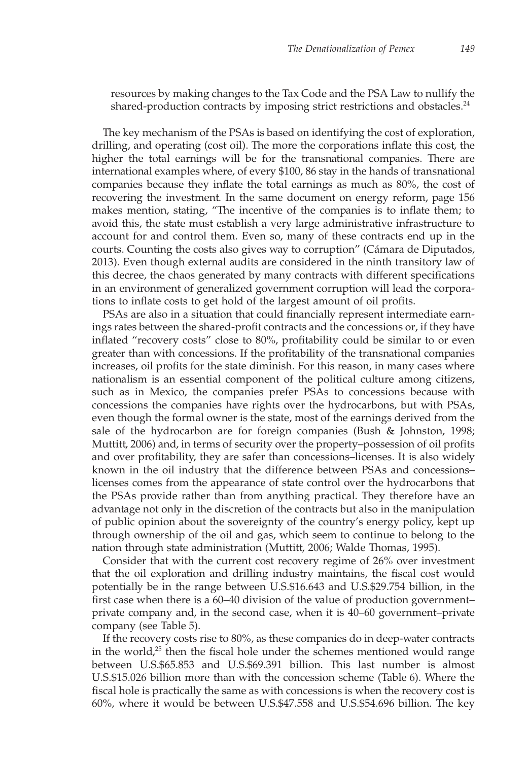resources by making changes to the Tax Code and the PSA Law to nullify the shared-production contracts by imposing strict restrictions and obstacles.[24]

The key mechanism of the PSAs is based on identifying the cost of exploration, drilling, and operating (cost oil). The more the corporations inflate this cost, the higher the total earnings will be for the transnational companies. There are international examples where, of every $100, 86 stay in the hands of transnational companies because they inflate the total earnings as much as 80%, the cost of recovering the investment. In the same document on energy reform, page 156 makes mention, stating, "The incentive of the companies is to inflate them; to avoid this, the state must establish a very large administrative infrastructure to account for and control them. Even so, many of these contracts end up in the courts. Counting the costs also gives way to corruption" (Cámara de Diputados, 2013). Even though external audits are considered in the ninth transitory law of this decree, the chaos generated by many contracts with different specifications in an environment of generalized government corruption will lead the corporations to inflate costs to get hold of the largest amount of oil profits.

PSAs are also in a situation that could financially represent intermediate earnings rates between the shared-profit contracts and the concessions or, if they have inflated "recovery costs" close to 80%, profitability could be similar to or even greater than with concessions. If the profitability of the transnational companies increases, oil profits for the state diminish. For this reason, in many cases where nationalism is an essential component of the political culture among citizens, such as in Mexico, the companies prefer PSAs to concessions because with concessions the companies have rights over the hydrocarbons, but with PSAs, even though the formal owner is the state, most of the earnings derived from the sale of the hydrocarbon are for foreign companies (Bush & Johnston, 1998; Muttitt, 2006) and, in terms of security over the property–possession of oil profits and over profitability, they are safer than concessions–licenses. It is also widely known in the oil industry that the difference between PSAs and concessions–licenses comes from the appearance of state control over the hydrocarbons that the PSAs provide rather than from anything practical. They therefore have an advantage not only in the discretion of the contracts but also in the manipulation of public opinion about the sovereignty of the country's energy policy, kept up through ownership of the oil and gas, which seem to continue to belong to the nation through state administration (Muttitt, 2006; Walde Thomas, 1995).

Consider that with the current cost recovery regime of 26% over investment that the oil exploration and drilling industry maintains, the fiscal cost would potentially be in the range between U.S.$16.643 and U.S.$29.754 billion, in the first case when there is a 60–40 division of the value of production government–private company and, in the second case, when it is 40–60 government–private company (see Table 5).

If the recovery costs rise to 80%, as these companies do in deep-water contracts in the world,[25] then the fiscal hole under the schemes mentioned would range between U.S.$65.853 and U.S.$69.391 billion. This last number is almost U.S.$15.026 billion more than with the concession scheme (Table 6). Where the fiscal hole is practically the same as with concessions is when the recovery cost is 60%, where it would be between U.S.$47.558 and U.S.$54.696 billion. The key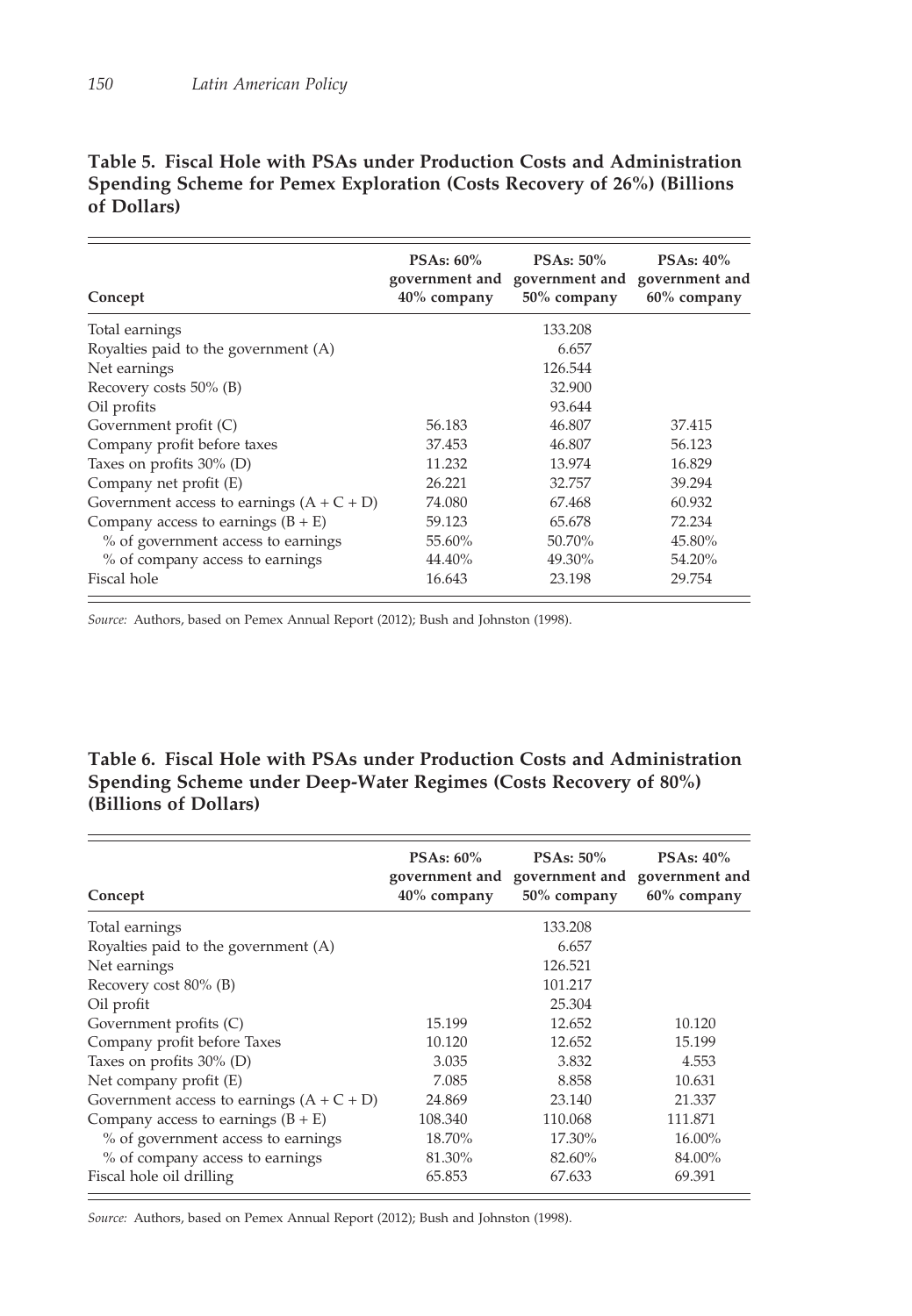**Table 5. Fiscal Hole with PSAs under Production Costs and Administration Spending Scheme for Pemex Exploration (Costs Recovery of 26%) (Billions of Dollars)**

| Concept | PSAs: 60% government and 40% company | PSAs: 50% government and 50% company | PSAs: 40% government and 60% company |
|---|---|---|---|
| Total earnings | | 133.208 | |
| Royalties paid to the government (A) | | 6.657 | |
| Net earnings | | 126.544 | |
| Recovery costs 50% (B) | | 32.900 | |
| Oil profits | | 93.644 | |
| Government profit (C) | 56.183 | 46.807 | 37.415 |
| Company profit before taxes | 37.453 | 46.807 | 56.123 |
| Taxes on profits 30% (D) | 11.232 | 13.974 | 16.829 |
| Company net profit (E) | 26.221 | 32.757 | 39.294 |
| Government access to earnings (A + C + D) | 74.080 | 67.468 | 60.932 |
| Company access to earnings (B + E) | 59.123 | 65.678 | 72.234 |
| % of government access to earnings | 55.60% | 50.70% | 45.80% |
| % of company access to earnings | 44.40% | 49.30% | 54.20% |
| Fiscal hole | 16.643 | 23.198 | 29.754 |

*Source:* Authors, based on Pemex Annual Report (2012); Bush and Johnston (1998).

**Table 6. Fiscal Hole with PSAs under Production Costs and Administration Spending Scheme under Deep-Water Regimes (Costs Recovery of 80%) (Billions of Dollars)**

| Concept | PSAs: 60% government and 40% company | PSAs: 50% government and 50% company | PSAs: 40% government and 60% company |
|---|---|---|---|
| Total earnings | | 133.208 | |
| Royalties paid to the government (A) | | 6.657 | |
| Net earnings | | 126.521 | |
| Recovery cost 80% (B) | | 101.217 | |
| Oil profit | | 25.304 | |
| Government profits (C) | 15.199 | 12.652 | 10.120 |
| Company profit before Taxes | 10.120 | 12.652 | 15.199 |
| Taxes on profits 30% (D) | 3.035 | 3.832 | 4.553 |
| Net company profit (E) | 7.085 | 8.858 | 10.631 |
| Government access to earnings (A + C + D) | 24.869 | 23.140 | 21.337 |
| Company access to earnings (B + E) | 108.340 | 110.068 | 111.871 |
| % of government access to earnings | 18.70% | 17.30% | 16.00% |
| % of company access to earnings | 81.30% | 82.60% | 84.00% |
| Fiscal hole oil drilling | 65.853 | 67.633 | 69.391 |

*Source:* Authors, based on Pemex Annual Report (2012); Bush and Johnston (1998).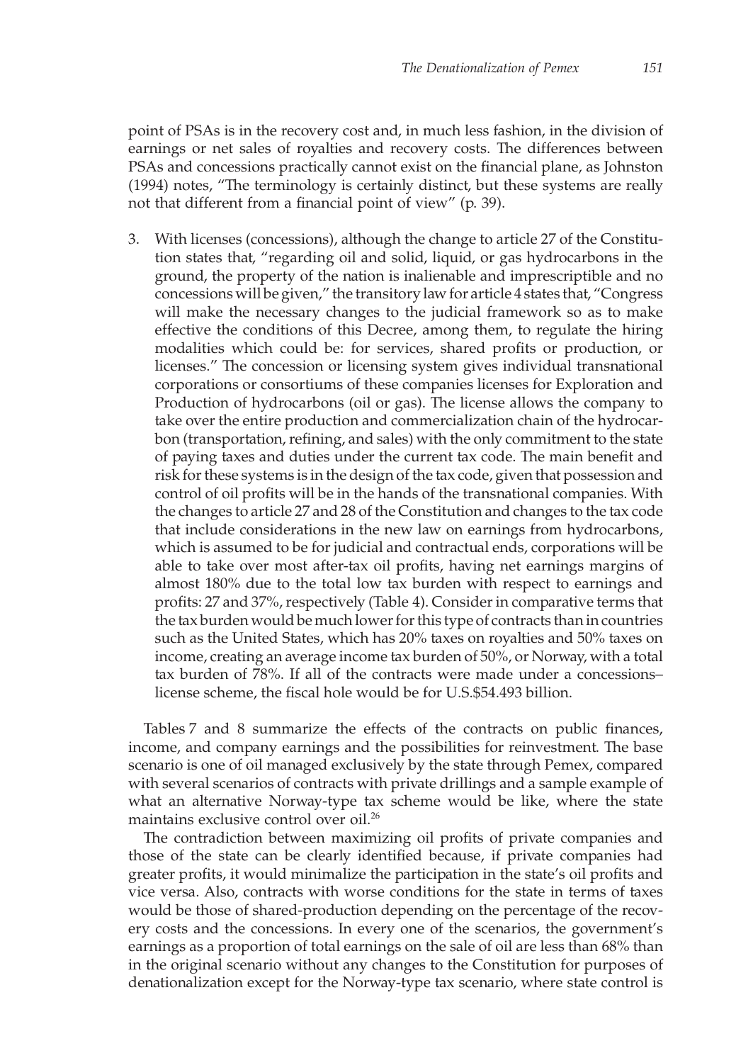point of PSAs is in the recovery cost and, in much less fashion, in the division of earnings or net sales of royalties and recovery costs. The differences between PSAs and concessions practically cannot exist on the financial plane, as Johnston (1994) notes, "The terminology is certainly distinct, but these systems are really not that different from a financial point of view" (p. 39).

3. With licenses (concessions), although the change to article 27 of the Constitution states that, "regarding oil and solid, liquid, or gas hydrocarbons in the ground, the property of the nation is inalienable and imprescriptible and no concessions will be given," the transitory law for article 4 states that, "Congress will make the necessary changes to the judicial framework so as to make effective the conditions of this Decree, among them, to regulate the hiring modalities which could be: for services, shared profits or production, or licenses." The concession or licensing system gives individual transnational corporations or consortiums of these companies licenses for Exploration and Production of hydrocarbons (oil or gas). The license allows the company to take over the entire production and commercialization chain of the hydrocarbon (transportation, refining, and sales) with the only commitment to the state of paying taxes and duties under the current tax code. The main benefit and risk for these systems is in the design of the tax code, given that possession and control of oil profits will be in the hands of the transnational companies. With the changes to article 27 and 28 of the Constitution and changes to the tax code that include considerations in the new law on earnings from hydrocarbons, which is assumed to be for judicial and contractual ends, corporations will be able to take over most after-tax oil profits, having net earnings margins of almost 180% due to the total low tax burden with respect to earnings and profits: 27 and 37%, respectively (Table 4). Consider in comparative terms that the tax burden would be much lower for this type of contracts than in countries such as the United States, which has 20% taxes on royalties and 50% taxes on income, creating an average income tax burden of 50%, or Norway, with a total tax burden of 78%. If all of the contracts were made under a concessions–license scheme, the fiscal hole would be for U.S.$54.493 billion.

Tables 7 and 8 summarize the effects of the contracts on public finances, income, and company earnings and the possibilities for reinvestment. The base scenario is one of oil managed exclusively by the state through Pemex, compared with several scenarios of contracts with private drillings and a sample example of what an alternative Norway-type tax scheme would be like, where the state maintains exclusive control over oil.[26]

The contradiction between maximizing oil profits of private companies and those of the state can be clearly identified because, if private companies had greater profits, it would minimalize the participation in the state's oil profits and vice versa. Also, contracts with worse conditions for the state in terms of taxes would be those of shared-production depending on the percentage of the recovery costs and the concessions. In every one of the scenarios, the government's earnings as a proportion of total earnings on the sale of oil are less than 68% than in the original scenario without any changes to the Constitution for purposes of denationalization except for the Norway-type tax scenario, where state control is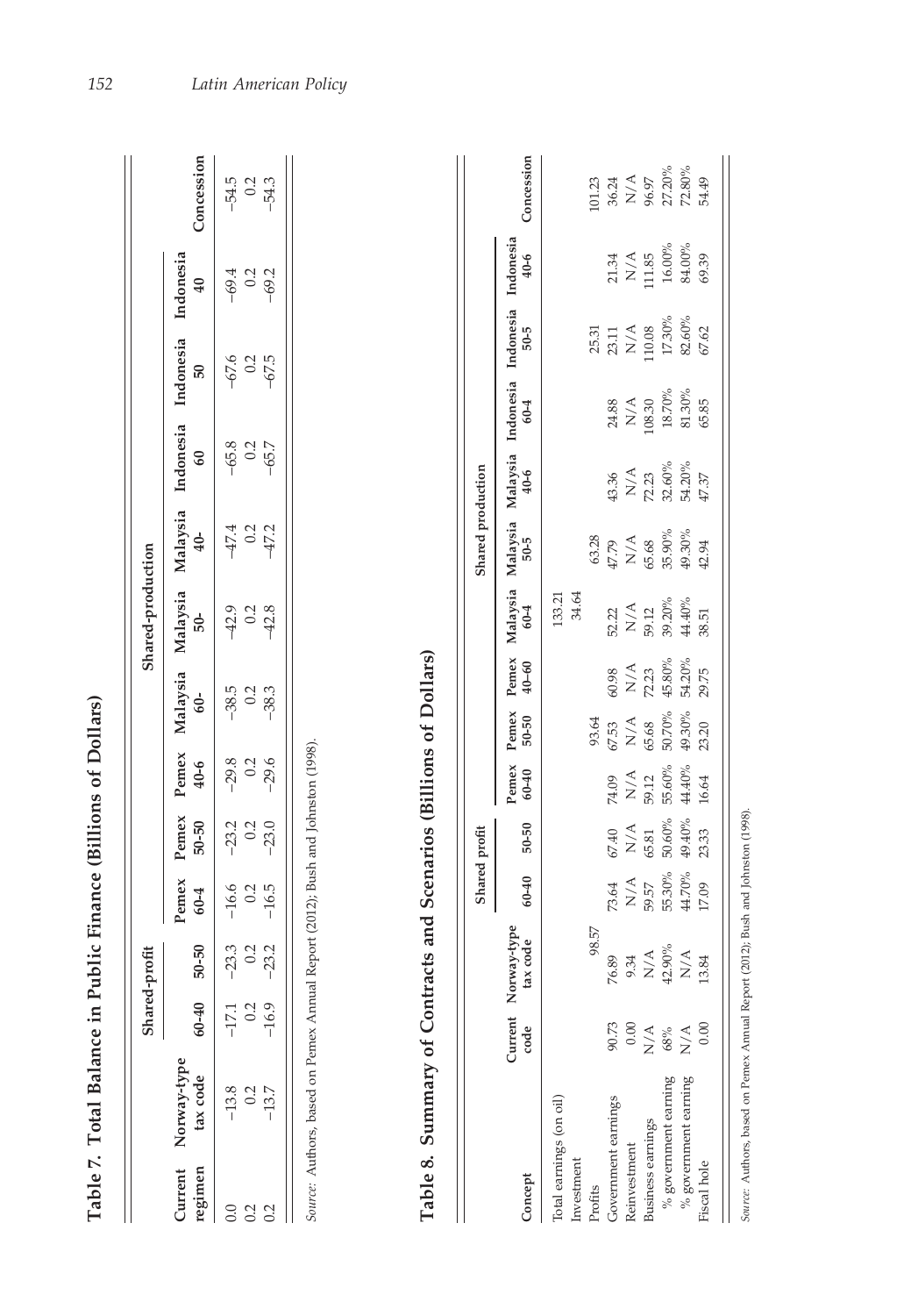**Table 7. Total Balance in Public Finance (Billions of Dollars)**

| Current regimen | Norway-type tax code | Shared-profit | | Shared-production | | | | | | | | | | |
|---|---|---|---|---|---|---|---|---|---|---|---|---|---|---|
| | | 60-40 | 50-50 | Pemex 60-4 | Pemex 50-50 | Pemex 40-6 | Malaysia 60- | Malaysia 50- | Malaysia 40- | Indonesia 60 | Indonesia 50 | Indonesia 40 | Concession |
| 0.0 | −13.8 | −17.1 | −23.3 | −16.6 | −23.2 | −29.8 | −38.5 | −42.9 | −47.4 | −65.8 | −67.6 | −69.4 | −54.5 |
| 0.2 | 0.2 | 0.2 | 0.2 | 0.2 | 0.2 | 0.2 | 0.2 | 0.2 | 0.2 | 0.2 | 0.2 | 0.2 | 0.2 |
| 0.2 | −13.7 | −16.9 | −23.2 | −16.5 | −23.0 | −29.6 | −38.3 | −42.8 | −47.2 | −65.7 | −67.5 | −69.2 | −54.3 |

*Source:* Authors, based on Pemex Annual Report (2012); Bush and Johnston (1998).

**Table 8. Summary of Contracts and Scenarios (Billions of Dollars)**

| Concept | Current code | Norway-type tax code | Shared profit | | Shared production | | | | | | | | | Concession |
|---|---|---|---|---|---|---|---|---|---|---|---|---|---|---|
| | | | 60-40 | 50-50 | Pemex 60-40 | Pemex 50-50 | Pemex 40-60 | Malaysia 60-4 | Malaysia 50-5 | Malaysia 40-6 | Indonesia 60-4 | Indonesia 50-5 | Indonesia 40-6 | |
| Total earnings (on oil) | | | | | | | | 133.21 | | | | | | |
| Investment | | | | | | | | 34.64 | | | | | | |
| Profits | | 98.57 | | | | 93.64 | | | 63.28 | | | 25.31 | | 101.23 |
| Government earnings | 90.73 | 76.89 | 73.64 | 67.40 | 74.09 | 67.53 | 60.98 | 52.22 | 47.79 | 43.36 | 24.88 | 23.11 | 21.34 | 36.24 |
| Reinvestment | 0.00 | 9.34 | N/A | N/A | N/A | N/A | N/A | N/A | N/A | N/A | N/A | N/A | N/A | N/A |
| Business earnings | N/A | N/A | 59.57 | 65.81 | 59.12 | 65.68 | 72.23 | 59.12 | 65.68 | 72.23 | 108.30 | 110.08 | 111.85 | 96.97 |
| % government earning | 68% | 42.90% | 55.30% | 50.60% | 55.60% | 50.70% | 45.80% | 39.20% | 35.90% | 32.60% | 18.70% | 17.30% | 16.00% | 27.20% |
| % government earning | N/A | N/A | 44.70% | 49.40% | 44.40% | 49.30% | 54.20% | 44.40% | 49.30% | 54.20% | 81.30% | 82.60% | 84.00% | 72.80% |
| Fiscal hole | 0.00 | 13.84 | 17.09 | 23.33 | 16.64 | 23.20 | 29.75 | 38.51 | 42.94 | 47.37 | 65.85 | 67.62 | 69.39 | 54.49 |

*Source:* Authors, based on Pemex Annual Report (2012); Bush and Johnston (1998).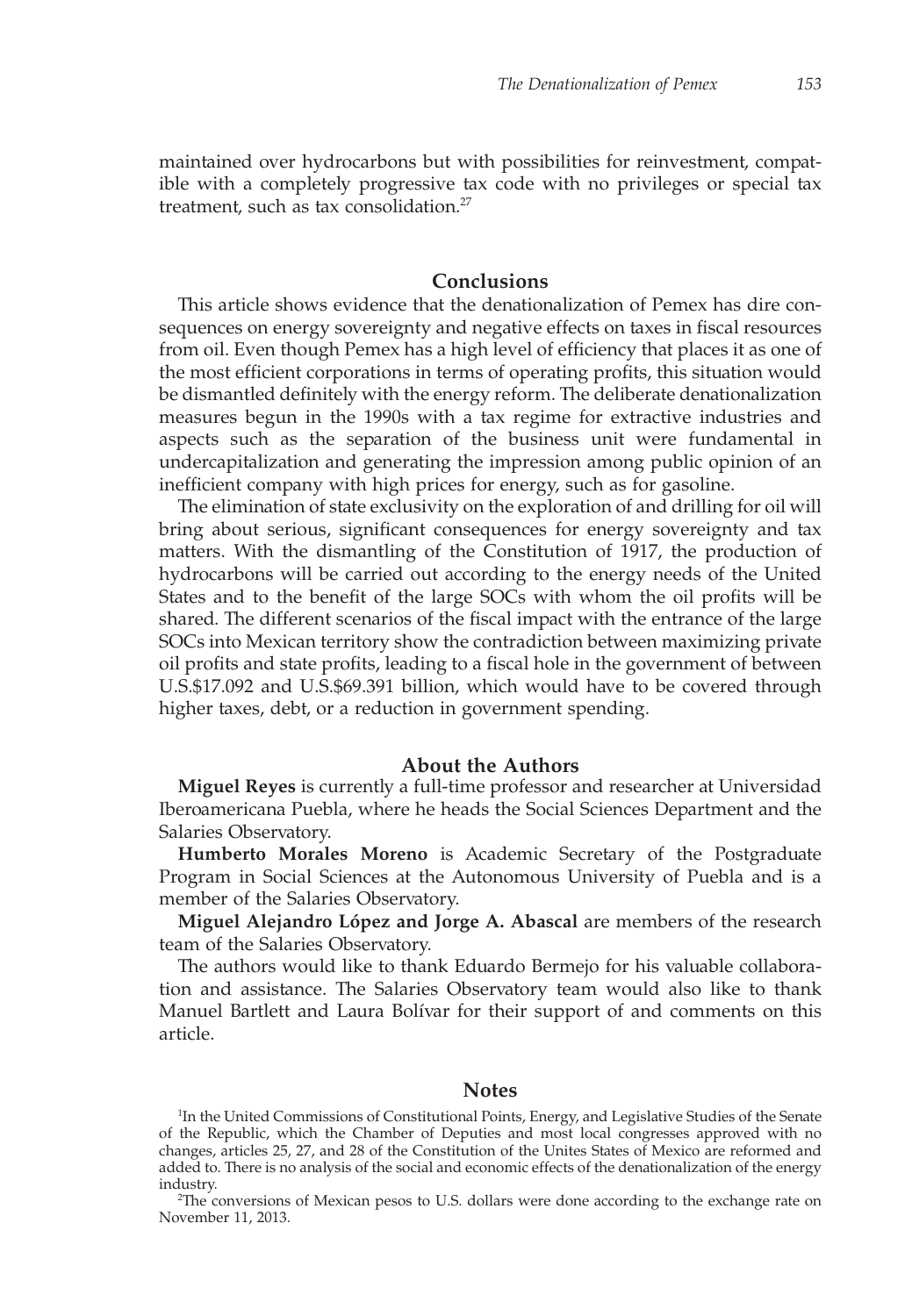maintained over hydrocarbons but with possibilities for reinvestment, compatible with a completely progressive tax code with no privileges or special tax treatment, such as tax consolidation.[27]

## Conclusions

This article shows evidence that the denationalization of Pemex has dire consequences on energy sovereignty and negative effects on taxes in fiscal resources from oil. Even though Pemex has a high level of efficiency that places it as one of the most efficient corporations in terms of operating profits, this situation would be dismantled definitely with the energy reform. The deliberate denationalization measures begun in the 1990s with a tax regime for extractive industries and aspects such as the separation of the business unit were fundamental in undercapitalization and generating the impression among public opinion of an inefficient company with high prices for energy, such as for gasoline.

The elimination of state exclusivity on the exploration of and drilling for oil will bring about serious, significant consequences for energy sovereignty and tax matters. With the dismantling of the Constitution of 1917, the production of hydrocarbons will be carried out according to the energy needs of the United States and to the benefit of the large SOCs with whom the oil profits will be shared. The different scenarios of the fiscal impact with the entrance of the large SOCs into Mexican territory show the contradiction between maximizing private oil profits and state profits, leading to a fiscal hole in the government of between U.S.$17.092 and U.S.$69.391 billion, which would have to be covered through higher taxes, debt, or a reduction in government spending.

## About the Authors

**Miguel Reyes** is currently a full-time professor and researcher at Universidad Iberoamericana Puebla, where he heads the Social Sciences Department and the Salaries Observatory.

**Humberto Morales Moreno** is Academic Secretary of the Postgraduate Program in Social Sciences at the Autonomous University of Puebla and is a member of the Salaries Observatory.

**Miguel Alejandro López and Jorge A. Abascal** are members of the research team of the Salaries Observatory.

The authors would like to thank Eduardo Bermejo for his valuable collaboration and assistance. The Salaries Observatory team would also like to thank Manuel Bartlett and Laura Bolívar for their support of and comments on this article.

## Notes

[1]In the United Commissions of Constitutional Points, Energy, and Legislative Studies of the Senate of the Republic, which the Chamber of Deputies and most local congresses approved with no changes, articles 25, 27, and 28 of the Constitution of the Unites States of Mexico are reformed and added to. There is no analysis of the social and economic effects of the denationalization of the energy industry.

[2]The conversions of Mexican pesos to U.S. dollars were done according to the exchange rate on November 11, 2013.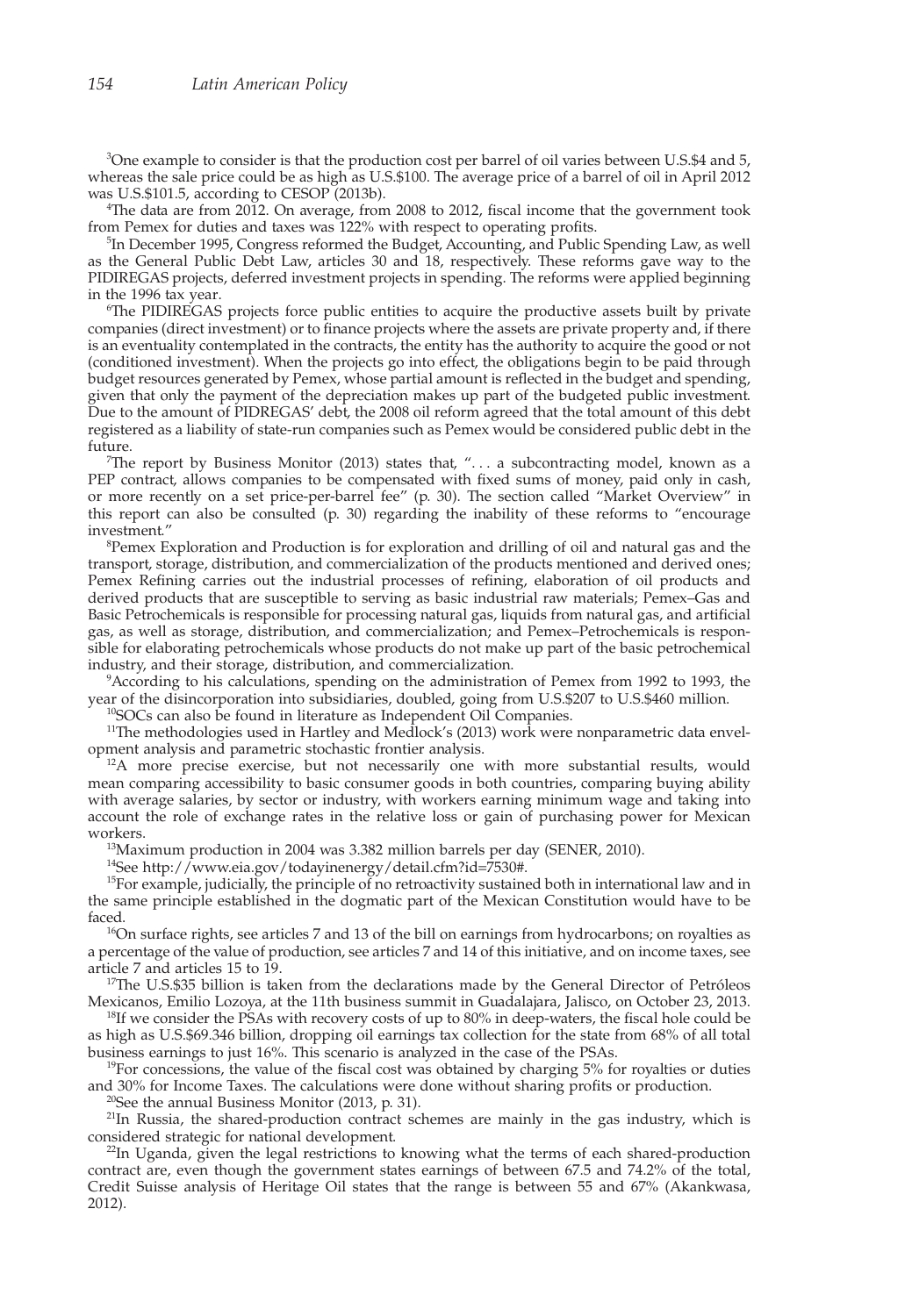[3]One example to consider is that the production cost per barrel of oil varies between U.S.$4 and 5, whereas the sale price could be as high as U.S.$100. The average price of a barrel of oil in April 2012 was U.S.$101.5, according to CESOP (2013b).

[4]The data are from 2012. On average, from 2008 to 2012, fiscal income that the government took from Pemex for duties and taxes was 122% with respect to operating profits.

[5]In December 1995, Congress reformed the Budget, Accounting, and Public Spending Law, as well as the General Public Debt Law, articles 30 and 18, respectively. These reforms gave way to the PIDIREGAS projects, deferred investment projects in spending. The reforms were applied beginning in the 1996 tax year.

[6]The PIDIREGAS projects force public entities to acquire the productive assets built by private companies (direct investment) or to finance projects where the assets are private property and, if there is an eventuality contemplated in the contracts, the entity has the authority to acquire the good or not (conditioned investment). When the projects go into effect, the obligations begin to be paid through budget resources generated by Pemex, whose partial amount is reflected in the budget and spending, given that only the payment of the depreciation makes up part of the budgeted public investment. Due to the amount of PIDREGAS' debt, the 2008 oil reform agreed that the total amount of this debt registered as a liability of state-run companies such as Pemex would be considered public debt in the future.

[7]The report by Business Monitor (2013) states that, ". . . a subcontracting model, known as a PEP contract, allows companies to be compensated with fixed sums of money, paid only in cash, or more recently on a set price-per-barrel fee" (p. 30). The section called "Market Overview" in this report can also be consulted (p. 30) regarding the inability of these reforms to "encourage investment."

[8]Pemex Exploration and Production is for exploration and drilling of oil and natural gas and the transport, storage, distribution, and commercialization of the products mentioned and derived ones; Pemex Refining carries out the industrial processes of refining, elaboration of oil products and derived products that are susceptible to serving as basic industrial raw materials; Pemex–Gas and Basic Petrochemicals is responsible for processing natural gas, liquids from natural gas, and artificial gas, as well as storage, distribution, and commercialization; and Pemex–Petrochemicals is responsible for elaborating petrochemicals whose products do not make up part of the basic petrochemical industry, and their storage, distribution, and commercialization.

[9]According to his calculations, spending on the administration of Pemex from 1992 to 1993, the year of the disincorporation into subsidiaries, doubled, going from U.S.$207 to U.S.$460 million.

[10]SOCs can also be found in literature as Independent Oil Companies.

[11]The methodologies used in Hartley and Medlock's (2013) work were nonparametric data envelopment analysis and parametric stochastic frontier analysis.

[12]A more precise exercise, but not necessarily one with more substantial results, would mean comparing accessibility to basic consumer goods in both countries, comparing buying ability with average salaries, by sector or industry, with workers earning minimum wage and taking into account the role of exchange rates in the relative loss or gain of purchasing power for Mexican workers.

[13]Maximum production in 2004 was 3.382 million barrels per day (SENER, 2010).

[14]See http://www.eia.gov/todayinenergy/detail.cfm?id=7530#.

[15]For example, judicially, the principle of no retroactivity sustained both in international law and in the same principle established in the dogmatic part of the Mexican Constitution would have to be faced.

[16]On surface rights, see articles 7 and 13 of the bill on earnings from hydrocarbons; on royalties as a percentage of the value of production, see articles 7 and 14 of this initiative, and on income taxes, see article 7 and articles 15 to 19.

[17]The U.S.$35 billion is taken from the declarations made by the General Director of Petróleos Mexicanos, Emilio Lozoya, at the 11th business summit in Guadalajara, Jalisco, on October 23, 2013.

[18]If we consider the PSAs with recovery costs of up to 80% in deep-waters, the fiscal hole could be as high as U.S.$69.346 billion, dropping oil earnings tax collection for the state from 68% of all total business earnings to just 16%. This scenario is analyzed in the case of the PSAs.

[19]For concessions, the value of the fiscal cost was obtained by charging 5% for royalties or duties and 30% for Income Taxes. The calculations were done without sharing profits or production.

[20]See the annual Business Monitor (2013, p. 31).

[21]In Russia, the shared-production contract schemes are mainly in the gas industry, which is considered strategic for national development.

[22]In Uganda, given the legal restrictions to knowing what the terms of each shared-production contract are, even though the government states earnings of between 67.5 and 74.2% of the total, Credit Suisse analysis of Heritage Oil states that the range is between 55 and 67% (Akankwasa, 2012).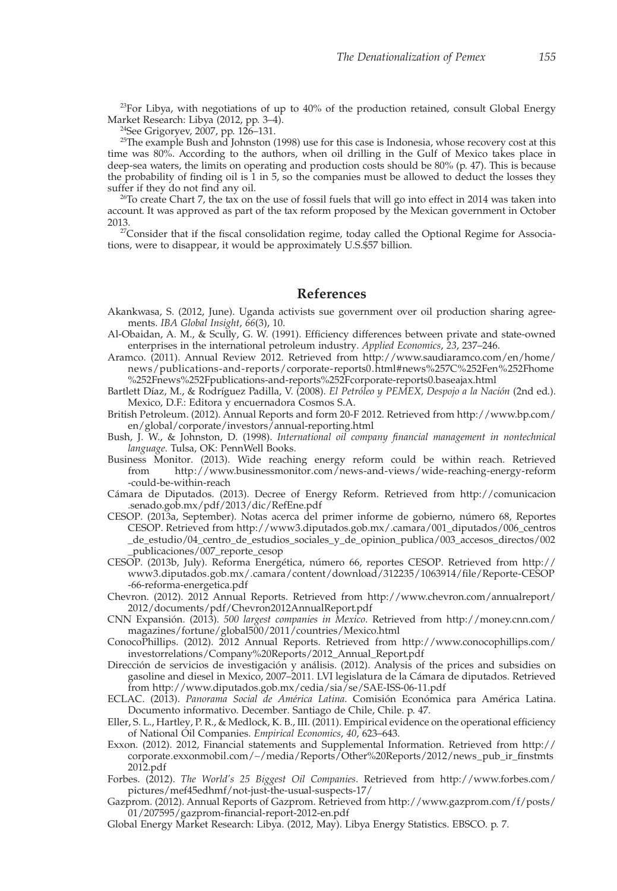[23]For Libya, with negotiations of up to 40% of the production retained, consult Global Energy Market Research: Libya (2012, pp. 3–4).

[24]See Grigoryev, 2007, pp. 126–131.

[25]The example Bush and Johnston (1998) use for this case is Indonesia, whose recovery cost at this time was 80%. According to the authors, when oil drilling in the Gulf of Mexico takes place in deep-sea waters, the limits on operating and production costs should be 80% (p. 47). This is because the probability of finding oil is 1 in 5, so the companies must be allowed to deduct the losses they suffer if they do not find any oil.

[26]To create Chart 7, the tax on the use of fossil fuels that will go into effect in 2014 was taken into account. It was approved as part of the tax reform proposed by the Mexican government in October 2013.

[27]Consider that if the fiscal consolidation regime, today called the Optional Regime for Associations, were to disappear, it would be approximately U.S.$57 billion.

## References

Akankwasa, S. (2012, June). Uganda activists sue government over oil production sharing agreements. *IBA Global Insight*, *66*(3), 10.

Al-Obaidan, A. M., & Scully, G. W. (1991). Efficiency differences between private and state-owned enterprises in the international petroleum industry. *Applied Economics*, *23*, 237–246.

Aramco. (2011). Annual Review 2012. Retrieved from http://www.saudiaramco.com/en/home/news/publications-and-reports/corporate-reports0.html#news%257C%252Fen%252Fhome%252Fnews%252Fpublications-and-reports%252Fcorporate-reports0.baseajax.html

Bartlett Díaz, M., & Rodríguez Padilla, V. (2008). *El Petróleo y PEMEX, Despojo a la Nación* (2nd ed.). Mexico, D.F.: Editora y encuernadora Cosmos S.A.

British Petroleum. (2012). Annual Reports and form 20-F 2012. Retrieved from http://www.bp.com/en/global/corporate/investors/annual-reporting.html

Bush, J. W., & Johnston, D. (1998). *International oil company financial management in nontechnical language*. Tulsa, OK: PennWell Books.

Business Monitor. (2013). Wide reaching energy reform could be within reach. Retrieved from http://www.businessmonitor.com/news-and-views/wide-reaching-energy-reform-could-be-within-reach

Cámara de Diputados. (2013). Decree of Energy Reform. Retrieved from http://comunicacion.senado.gob.mx/pdf/2013/dic/RefEne.pdf

CESOP. (2013a, September). Notas acerca del primer informe de gobierno, número 68, Reportes CESOP. Retrieved from http://www3.diputados.gob.mx/.camara/001_diputados/006_centros_de_estudio/04_centro_de_estudios_sociales_y_de_opinion_publica/003_accesos_directos/002_publicaciones/007_reporte_cesop

CESOP. (2013b, July). Reforma Energética, número 66, reportes CESOP. Retrieved from http://www3.diputados.gob.mx/.camara/content/download/312235/1063914/file/Reporte-CESOP-66-reforma-energetica.pdf

Chevron. (2012). 2012 Annual Reports. Retrieved from http://www.chevron.com/annualreport/2012/documents/pdf/Chevron2012AnnualReport.pdf

CNN Expansión. (2013). *500 largest companies in Mexico*. Retrieved from http://money.cnn.com/magazines/fortune/global500/2011/countries/Mexico.html

ConocoPhillips. (2012). 2012 Annual Reports. Retrieved from http://www.conocophillips.com/investorrelations/Company%20Reports/2012_Annual_Report.pdf

Dirección de servicios de investigación y análisis. (2012). Analysis of the prices and subsidies on gasoline and diesel in Mexico, 2007–2011. LVI legislatura de la Cámara de diputados. Retrieved from http://www.diputados.gob.mx/cedia/sia/se/SAE-ISS-06-11.pdf

ECLAC. (2013). *Panorama Social de América Latina*. Comisión Económica para América Latina. Documento informativo. December. Santiago de Chile, Chile. p. 47.

Eller, S. L., Hartley, P. R., & Medlock, K. B., III. (2011). Empirical evidence on the operational efficiency of National Oil Companies. *Empirical Economics*, *40*, 623–643.

Exxon. (2012). 2012, Financial statements and Supplemental Information. Retrieved from http://corporate.exxonmobil.com/~/media/Reports/Other%20Reports/2012/news_pub_ir_finstmts2012.pdf

Forbes. (2012). *The World's 25 Biggest Oil Companies*. Retrieved from http://www.forbes.com/pictures/mef45edhmf/not-just-the-usual-suspects-17/

Gazprom. (2012). Annual Reports of Gazprom. Retrieved from http://www.gazprom.com/f/posts/01/207595/gazprom-financial-report-2012-en.pdf

Global Energy Market Research: Libya. (2012, May). Libya Energy Statistics. EBSCO. p. 7.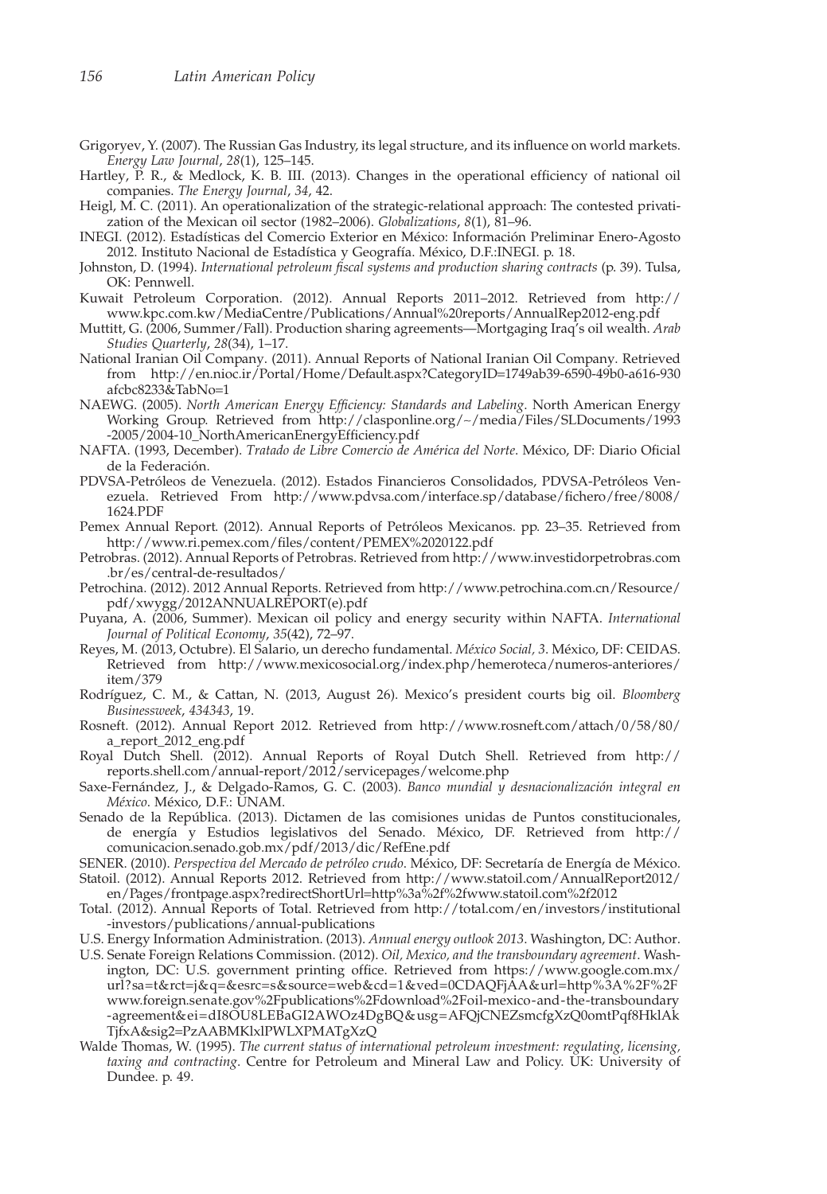Grigoryev, Y. (2007). The Russian Gas Industry, its legal structure, and its influence on world markets. *Energy Law Journal*, *28*(1), 125–145.

Hartley, P. R., & Medlock, K. B. III. (2013). Changes in the operational efficiency of national oil companies. *The Energy Journal*, *34*, 42.

Heigl, M. C. (2011). An operationalization of the strategic-relational approach: The contested privatization of the Mexican oil sector (1982–2006). *Globalizations*, *8*(1), 81–96.

INEGI. (2012). Estadísticas del Comercio Exterior en México: Información Preliminar Enero-Agosto 2012. Instituto Nacional de Estadística y Geografía. México, D.F.:INEGI. p. 18.

Johnston, D. (1994). *International petroleum fiscal systems and production sharing contracts* (p. 39). Tulsa, OK: Pennwell.

Kuwait Petroleum Corporation. (2012). Annual Reports 2011–2012. Retrieved from http://www.kpc.com.kw/MediaCentre/Publications/Annual%20reports/AnnualRep2012-eng.pdf

Muttitt, G. (2006, Summer/Fall). Production sharing agreements—Mortgaging Iraq's oil wealth. *Arab Studies Quarterly*, *28*(34), 1–17.

National Iranian Oil Company. (2011). Annual Reports of National Iranian Oil Company. Retrieved from http://en.nioc.ir/Portal/Home/Default.aspx?CategoryID=1749ab39-6590-49b0-a616-930afcbc8233&TabNo=1

NAEWG. (2005). *North American Energy Efficiency: Standards and Labeling*. North American Energy Working Group. Retrieved from http://clasponline.org/~/media/Files/SLDocuments/1993-2005/2004-10_NorthAmericanEnergyEfficiency.pdf

NAFTA. (1993, December). *Tratado de Libre Comercio de América del Norte*. México, DF: Diario Oficial de la Federación.

PDVSA-Petróleos de Venezuela. (2012). Estados Financieros Consolidados, PDVSA-Petróleos Venezuela. Retrieved From http://www.pdvsa.com/interface.sp/database/fichero/free/8008/1624.PDF

Pemex Annual Report. (2012). Annual Reports of Petróleos Mexicanos. pp. 23–35. Retrieved from http://www.ri.pemex.com/files/content/PEMEX%2020122.pdf

Petrobras. (2012). Annual Reports of Petrobras. Retrieved from http://www.investidorpetrobras.com.br/es/central-de-resultados/

Petrochina. (2012). 2012 Annual Reports. Retrieved from http://www.petrochina.com.cn/Resource/pdf/xwygg/2012ANNUALREPORT(e).pdf

Puyana, A. (2006, Summer). Mexican oil policy and energy security within NAFTA. *International Journal of Political Economy*, *35*(42), 72–97.

Reyes, M. (2013, Octubre). El Salario, un derecho fundamental. *México Social, 3*. México, DF: CEIDAS. Retrieved from http://www.mexicosocial.org/index.php/hemeroteca/numeros-anteriores/item/379

Rodríguez, C. M., & Cattan, N. (2013, August 26). Mexico's president courts big oil. *Bloomberg Businessweek*, *434343*, 19.

Rosneft. (2012). Annual Report 2012. Retrieved from http://www.rosneft.com/attach/0/58/80/a_report_2012_eng.pdf

Royal Dutch Shell. (2012). Annual Reports of Royal Dutch Shell. Retrieved from http://reports.shell.com/annual-report/2012/servicepages/welcome.php

Saxe-Fernández, J., & Delgado-Ramos, G. C. (2003). *Banco mundial y desnacionalización integral en México*. México, D.F.: UNAM.

Senado de la República. (2013). Dictamen de las comisiones unidas de Puntos constitucionales, de energía y Estudios legislativos del Senado. México, DF. Retrieved from http://comunicacion.senado.gob.mx/pdf/2013/dic/RefEne.pdf

SENER. (2010). *Perspectiva del Mercado de petróleo crudo*. México, DF: Secretaría de Energía de México.

Statoil. (2012). Annual Reports 2012. Retrieved from http://www.statoil.com/AnnualReport2012/en/Pages/frontpage.aspx?redirectShortUrl=http%3a%2f%2fwww.statoil.com%2f2012

Total. (2012). Annual Reports of Total. Retrieved from http://total.com/en/investors/institutional-investors/publications/annual-publications

U.S. Energy Information Administration. (2013). *Annual energy outlook 2013*. Washington, DC: Author.

U.S. Senate Foreign Relations Commission. (2012). *Oil, Mexico, and the transboundary agreement*. Washington, DC: U.S. government printing office. Retrieved from https://www.google.com.mx/url?sa=t&rct=j&q=&esrc=s&source=web&cd=1&ved=0CDAQFjAA&url=http%3A%2F%2Fwww.foreign.senate.gov%2Fpublications%2Fdownload%2Foil-mexico-and-the-transboundary-agreement&ei=dI8OU8LEBaGI2AWOz4DgBQ&usg=AFQjCNEZsmcfgXzQ0omtPqf8HklAkTjfxA&sig2=PzAABMKlxlPWLXPMATgXzQ

Walde Thomas, W. (1995). *The current status of international petroleum investment: regulating, licensing, taxing and contracting*. Centre for Petroleum and Mineral Law and Policy. UK: University of Dundee. p. 49.